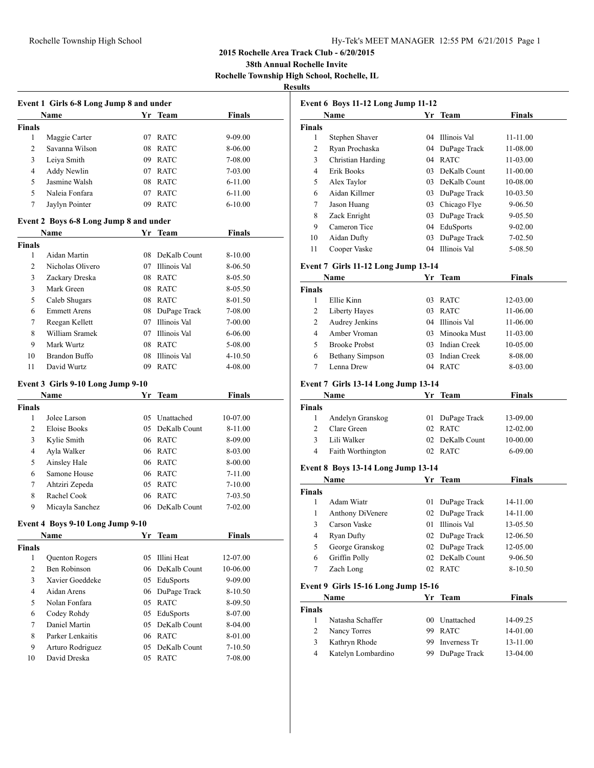## 2015 Rochelle Area Track Club - 6/20/2015

**38th Annual Rochelle Invite**

**Rochelle Township High School, Rochelle, IL**

**Results**

### Event 1 Girls 6-8 Long Jump 8 and under

| | Name | Yr | Team | Finals |
|---|---|---|---|---|
| **Finals** | | | | |
| 1 | Maggie Carter | 07 | RATC | 9-09.00 |
| 2 | Savanna Wilson | 08 | RATC | 8-06.00 |
| 3 | Leiya Smith | 09 | RATC | 7-08.00 |
| 4 | Addy Newlin | 07 | RATC | 7-03.00 |
| 5 | Jasmine Walsh | 08 | RATC | 6-11.00 |
| 5 | Naleia Fonfara | 07 | RATC | 6-11.00 |
| 7 | Jaylyn Pointer | 09 | RATC | 6-10.00 |

### Event 2 Boys 6-8 Long Jump 8 and under

| | Name | Yr | Team | Finals |
|---|---|---|---|---|
| **Finals** | | | | |
| 1 | Aidan Martin | 08 | DeKalb Count | 8-10.00 |
| 2 | Nicholas Olivero | 07 | Illinois Val | 8-06.50 |
| 3 | Zackary Dreska | 08 | RATC | 8-05.50 |
| 3 | Mark Green | 08 | RATC | 8-05.50 |
| 5 | Caleb Shugars | 08 | RATC | 8-01.50 |
| 6 | Emmett Arens | 08 | DuPage Track | 7-08.00 |
| 7 | Reegan Kellett | 07 | Illinois Val | 7-00.00 |
| 8 | William Sramek | 07 | Illinois Val | 6-06.00 |
| 9 | Mark Wurtz | 08 | RATC | 5-08.00 |
| 10 | Brandon Buffo | 08 | Illinois Val | 4-10.50 |
| 11 | David Wurtz | 09 | RATC | 4-08.00 |

### Event 3 Girls 9-10 Long Jump 9-10

| | Name | Yr | Team | Finals |
|---|---|---|---|---|
| **Finals** | | | | |
| 1 | Jolee Larson | 05 | Unattached | 10-07.00 |
| 2 | Eloise Books | 05 | DeKalb Count | 8-11.00 |
| 3 | Kylie Smith | 06 | RATC | 8-09.00 |
| 4 | Ayla Walker | 06 | RATC | 8-03.00 |
| 5 | Ainsley Hale | 06 | RATC | 8-00.00 |
| 6 | Samone House | 06 | RATC | 7-11.00 |
| 7 | Ahtziri Zepeda | 05 | RATC | 7-10.00 |
| 8 | Rachel Cook | 06 | RATC | 7-03.50 |
| 9 | Micayla Sanchez | 06 | DeKalb Count | 7-02.00 |

### Event 4 Boys 9-10 Long Jump 9-10

| | Name | Yr | Team | Finals |
|---|---|---|---|---|
| **Finals** | | | | |
| 1 | Quenton Rogers | 05 | Illini Heat | 12-07.00 |
| 2 | Ben Robinson | 06 | DeKalb Count | 10-06.00 |
| 3 | Xavier Goeddeke | 05 | EduSports | 9-09.00 |
| 4 | Aidan Arens | 06 | DuPage Track | 8-10.50 |
| 5 | Nolan Fonfara | 05 | RATC | 8-09.50 |
| 6 | Codey Rohdy | 05 | EduSports | 8-07.00 |
| 7 | Daniel Martin | 05 | DeKalb Count | 8-04.00 |
| 8 | Parker Lenkaitis | 06 | RATC | 8-01.00 |
| 9 | Arturo Rodriguez | 05 | DeKalb Count | 7-10.50 |
| 10 | David Dreska | 05 | RATC | 7-08.00 |

### Event 6 Boys 11-12 Long Jump 11-12

| | Name | Yr | Team | Finals |
|---|---|---|---|---|
| **Finals** | | | | |
| 1 | Stephen Shaver | 04 | Illinois Val | 11-11.00 |
| 2 | Ryan Prochaska | 04 | DuPage Track | 11-08.00 |
| 3 | Christian Harding | 04 | RATC | 11-03.00 |
| 4 | Erik Books | 03 | DeKalb Count | 11-00.00 |
| 5 | Alex Taylor | 03 | DeKalb Count | 10-08.00 |
| 6 | Aidan Killmer | 03 | DuPage Track | 10-03.50 |
| 7 | Jason Huang | 03 | Chicago Flye | 9-06.50 |
| 8 | Zack Enright | 03 | DuPage Track | 9-05.50 |
| 9 | Cameron Tice | 04 | EduSports | 9-02.00 |
| 10 | Aidan Dufty | 03 | DuPage Track | 7-02.50 |
| 11 | Cooper Vaske | 04 | Illinois Val | 5-08.50 |

### Event 7 Girls 11-12 Long Jump 13-14

| | Name | Yr | Team | Finals |
|---|---|---|---|---|
| **Finals** | | | | |
| 1 | Ellie Kinn | 03 | RATC | 12-03.00 |
| 2 | Liberty Hayes | 03 | RATC | 11-06.00 |
| 2 | Audrey Jenkins | 04 | Illinois Val | 11-06.00 |
| 4 | Amber Vroman | 03 | Minooka Must | 11-03.00 |
| 5 | Brooke Probst | 03 | Indian Creek | 10-05.00 |
| 6 | Bethany Simpson | 03 | Indian Creek | 8-08.00 |
| 7 | Lenna Drew | 04 | RATC | 8-03.00 |

### Event 7 Girls 13-14 Long Jump 13-14

| | Name | Yr | Team | Finals |
|---|---|---|---|---|
| **Finals** | | | | |
| 1 | Andelyn Granskog | 01 | DuPage Track | 13-09.00 |
| 2 | Clare Green | 02 | RATC | 12-02.00 |
| 3 | Lili Walker | 02 | DeKalb Count | 10-00.00 |
| 4 | Faith Worthington | 02 | RATC | 6-09.00 |

### Event 8 Boys 13-14 Long Jump 13-14

| | Name | Yr | Team | Finals |
|---|---|---|---|---|
| **Finals** | | | | |
| 1 | Adam Wiatr | 01 | DuPage Track | 14-11.00 |
| 1 | Anthony DiVenere | 02 | DuPage Track | 14-11.00 |
| 3 | Carson Vaske | 01 | Illinois Val | 13-05.50 |
| 4 | Ryan Dufty | 02 | DuPage Track | 12-06.50 |
| 5 | George Granskog | 02 | DuPage Track | 12-05.00 |
| 6 | Griffin Polly | 02 | DeKalb Count | 9-06.50 |
| 7 | Zach Long | 02 | RATC | 8-10.50 |

### Event 9 Girls 15-16 Long Jump 15-16

| | Name | Yr | Team | Finals |
|---|---|---|---|---|
| **Finals** | | | | |
| 1 | Natasha Schaffer | 00 | Unattached | 14-09.25 |
| 2 | Nancy Torres | 99 | RATC | 14-01.00 |
| 3 | Kathryn Rhode | 99 | Inverness Tr | 13-11.00 |
| 4 | Katelyn Lombardino | 99 | DuPage Track | 13-04.00 |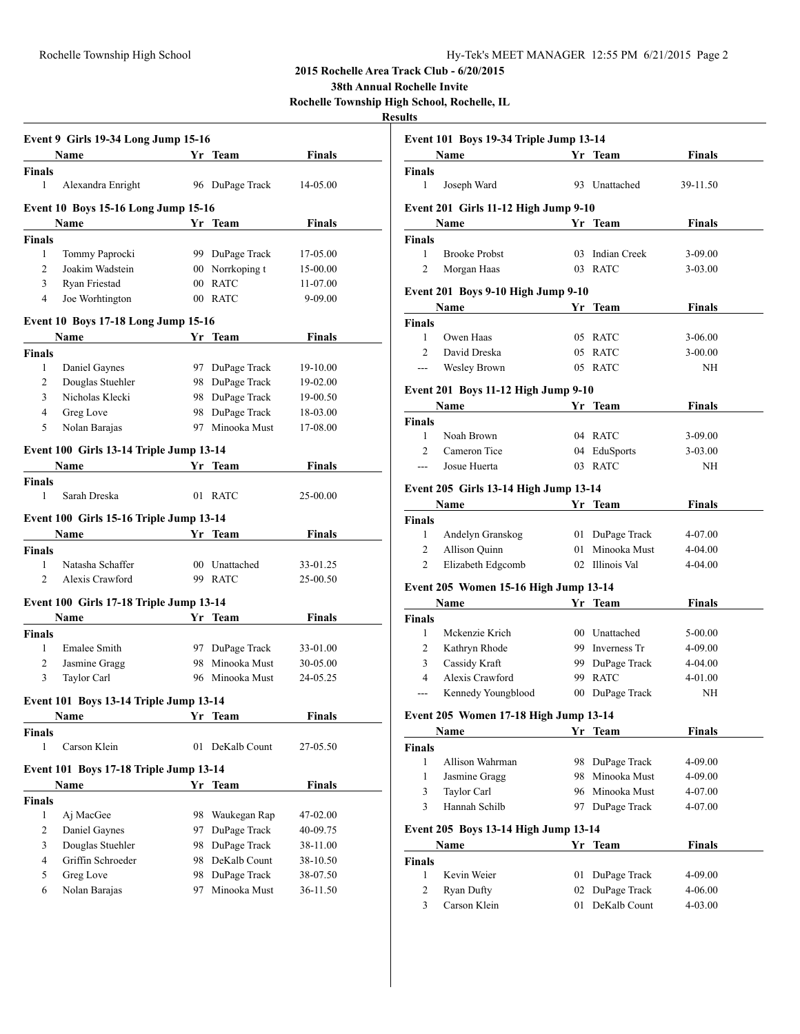# 2015 Rochelle Area Track Club - 6/20/2015

## 38th Annual Rochelle Invite

## Rochelle Township High School, Rochelle, IL

### Results

**Event 9 Girls 19-34 Long Jump 15-16**

| | Name | Yr | Team | Finals |
|---|---|---|---|---|
| **Finals** | | | | |
| 1 | Alexandra Enright | 96 | DuPage Track | 14-05.00 |

**Event 10 Boys 15-16 Long Jump 15-16**

| | Name | Yr | Team | Finals |
|---|---|---|---|---|
| **Finals** | | | | |
| 1 | Tommy Paprocki | 99 | DuPage Track | 17-05.00 |
| 2 | Joakim Wadstein | 00 | Norrkoping t | 15-00.00 |
| 3 | Ryan Friestad | 00 | RATC | 11-07.00 |
| 4 | Joe Worhtington | 00 | RATC | 9-09.00 |

**Event 10 Boys 17-18 Long Jump 15-16**

| | Name | Yr | Team | Finals |
|---|---|---|---|---|
| **Finals** | | | | |
| 1 | Daniel Gaynes | 97 | DuPage Track | 19-10.00 |
| 2 | Douglas Stuehler | 98 | DuPage Track | 19-02.00 |
| 3 | Nicholas Klecki | 98 | DuPage Track | 19-00.50 |
| 4 | Greg Love | 98 | DuPage Track | 18-03.00 |
| 5 | Nolan Barajas | 97 | Minooka Must | 17-08.00 |

**Event 100 Girls 13-14 Triple Jump 13-14**

| | Name | Yr | Team | Finals |
|---|---|---|---|---|
| **Finals** | | | | |
| 1 | Sarah Dreska | 01 | RATC | 25-00.00 |

**Event 100 Girls 15-16 Triple Jump 13-14**

| | Name | Yr | Team | Finals |
|---|---|---|---|---|
| **Finals** | | | | |
| 1 | Natasha Schaffer | 00 | Unattached | 33-01.25 |
| 2 | Alexis Crawford | 99 | RATC | 25-00.50 |

**Event 100 Girls 17-18 Triple Jump 13-14**

| | Name | Yr | Team | Finals |
|---|---|---|---|---|
| **Finals** | | | | |
| 1 | Emalee Smith | 97 | DuPage Track | 33-01.00 |
| 2 | Jasmine Gragg | 98 | Minooka Must | 30-05.00 |
| 3 | Taylor Carl | 96 | Minooka Must | 24-05.25 |

**Event 101 Boys 13-14 Triple Jump 13-14**

| | Name | Yr | Team | Finals |
|---|---|---|---|---|
| **Finals** | | | | |
| 1 | Carson Klein | 01 | DeKalb Count | 27-05.50 |

**Event 101 Boys 17-18 Triple Jump 13-14**

| | Name | Yr | Team | Finals |
|---|---|---|---|---|
| **Finals** | | | | |
| 1 | Aj MacGee | 98 | Waukegan Rap | 47-02.00 |
| 2 | Daniel Gaynes | 97 | DuPage Track | 40-09.75 |
| 3 | Douglas Stuehler | 98 | DuPage Track | 38-11.00 |
| 4 | Griffin Schroeder | 98 | DeKalb Count | 38-10.50 |
| 5 | Greg Love | 98 | DuPage Track | 38-07.50 |
| 6 | Nolan Barajas | 97 | Minooka Must | 36-11.50 |

**Event 101 Boys 19-34 Triple Jump 13-14**

| | Name | Yr | Team | Finals |
|---|---|---|---|---|
| **Finals** | | | | |
| 1 | Joseph Ward | 93 | Unattached | 39-11.50 |

**Event 201 Girls 11-12 High Jump 9-10**

| | Name | Yr | Team | Finals |
|---|---|---|---|---|
| **Finals** | | | | |
| 1 | Brooke Probst | 03 | Indian Creek | 3-09.00 |
| 2 | Morgan Haas | 03 | RATC | 3-03.00 |

**Event 201 Boys 9-10 High Jump 9-10**

| | Name | Yr | Team | Finals |
|---|---|---|---|---|
| **Finals** | | | | |
| 1 | Owen Haas | 05 | RATC | 3-06.00 |
| 2 | David Dreska | 05 | RATC | 3-00.00 |
| --- | Wesley Brown | 05 | RATC | NH |

**Event 201 Boys 11-12 High Jump 9-10**

| | Name | Yr | Team | Finals |
|---|---|---|---|---|
| **Finals** | | | | |
| 1 | Noah Brown | 04 | RATC | 3-09.00 |
| 2 | Cameron Tice | 04 | EduSports | 3-03.00 |
| --- | Josue Huerta | 03 | RATC | NH |

**Event 205 Girls 13-14 High Jump 13-14**

| | Name | Yr | Team | Finals |
|---|---|---|---|---|
| **Finals** | | | | |
| 1 | Andelyn Granskog | 01 | DuPage Track | 4-07.00 |
| 2 | Allison Quinn | 01 | Minooka Must | 4-04.00 |
| 2 | Elizabeth Edgcomb | 02 | Illinois Val | 4-04.00 |

**Event 205 Women 15-16 High Jump 13-14**

| | Name | Yr | Team | Finals |
|---|---|---|---|---|
| **Finals** | | | | |
| 1 | Mckenzie Krich | 00 | Unattached | 5-00.00 |
| 2 | Kathryn Rhode | 99 | Inverness Tr | 4-09.00 |
| 3 | Cassidy Kraft | 99 | DuPage Track | 4-04.00 |
| 4 | Alexis Crawford | 99 | RATC | 4-01.00 |
| --- | Kennedy Youngblood | 00 | DuPage Track | NH |

**Event 205 Women 17-18 High Jump 13-14**

| | Name | Yr | Team | Finals |
|---|---|---|---|---|
| **Finals** | | | | |
| 1 | Allison Wahrman | 98 | DuPage Track | 4-09.00 |
| 1 | Jasmine Gragg | 98 | Minooka Must | 4-09.00 |
| 3 | Taylor Carl | 96 | Minooka Must | 4-07.00 |
| 3 | Hannah Schilb | 97 | DuPage Track | 4-07.00 |

**Event 205 Boys 13-14 High Jump 13-14**

| | Name | Yr | Team | Finals |
|---|---|---|---|---|
| **Finals** | | | | |
| 1 | Kevin Weier | 01 | DuPage Track | 4-09.00 |
| 2 | Ryan Dufty | 02 | DuPage Track | 4-06.00 |
| 3 | Carson Klein | 01 | DeKalb Count | 4-03.00 |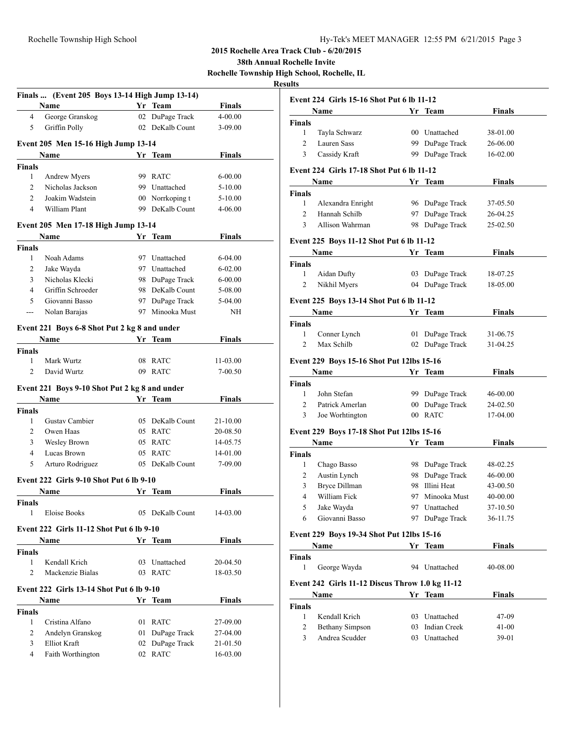**2015 Rochelle Area Track Club - 6/20/2015**

**38th Annual Rochelle Invite**

**Rochelle Township High School, Rochelle, IL**

**Results**

### Finals ... (Event 205 Boys 13-14 High Jump 13-14)

| | Name | Yr | Team | Finals |
|---|---|---|---|---|
| 4 | George Granskog | 02 | DuPage Track | 4-00.00 |
| 5 | Griffin Polly | 02 | DeKalb Count | 3-09.00 |

### Event 205 Men 15-16 High Jump 13-14

| | Name | Yr | Team | Finals |
|---|---|---|---|---|
| **Finals** | | | | |
| 1 | Andrew Myers | 99 | RATC | 6-00.00 |
| 2 | Nicholas Jackson | 99 | Unattached | 5-10.00 |
| 2 | Joakim Wadstein | 00 | Norrkoping t | 5-10.00 |
| 4 | William Plant | 99 | DeKalb Count | 4-06.00 |

### Event 205 Men 17-18 High Jump 13-14

| | Name | Yr | Team | Finals |
|---|---|---|---|---|
| **Finals** | | | | |
| 1 | Noah Adams | 97 | Unattached | 6-04.00 |
| 2 | Jake Wayda | 97 | Unattached | 6-02.00 |
| 3 | Nicholas Klecki | 98 | DuPage Track | 6-00.00 |
| 4 | Griffin Schroeder | 98 | DeKalb Count | 5-08.00 |
| 5 | Giovanni Basso | 97 | DuPage Track | 5-04.00 |
| --- | Nolan Barajas | 97 | Minooka Must | NH |

### Event 221 Boys 6-8 Shot Put 2 kg 8 and under

| | Name | Yr | Team | Finals |
|---|---|---|---|---|
| **Finals** | | | | |
| 1 | Mark Wurtz | 08 | RATC | 11-03.00 |
| 2 | David Wurtz | 09 | RATC | 7-00.50 |

### Event 221 Boys 9-10 Shot Put 2 kg 8 and under

| | Name | Yr | Team | Finals |
|---|---|---|---|---|
| **Finals** | | | | |
| 1 | Gustav Cambier | 05 | DeKalb Count | 21-10.00 |
| 2 | Owen Haas | 05 | RATC | 20-08.50 |
| 3 | Wesley Brown | 05 | RATC | 14-05.75 |
| 4 | Lucas Brown | 05 | RATC | 14-01.00 |
| 5 | Arturo Rodriguez | 05 | DeKalb Count | 7-09.00 |

### Event 222 Girls 9-10 Shot Put 6 lb 9-10

| | Name | Yr | Team | Finals |
|---|---|---|---|---|
| **Finals** | | | | |
| 1 | Eloise Books | 05 | DeKalb Count | 14-03.00 |

### Event 222 Girls 11-12 Shot Put 6 lb 9-10

| | Name | Yr | Team | Finals |
|---|---|---|---|---|
| **Finals** | | | | |
| 1 | Kendall Krich | 03 | Unattached | 20-04.50 |
| 2 | Mackenzie Bialas | 03 | RATC | 18-03.50 |

### Event 222 Girls 13-14 Shot Put 6 lb 9-10

| | Name | Yr | Team | Finals |
|---|---|---|---|---|
| **Finals** | | | | |
| 1 | Cristina Alfano | 01 | RATC | 27-09.00 |
| 2 | Andelyn Granskog | 01 | DuPage Track | 27-04.00 |
| 3 | Elliot Kraft | 02 | DuPage Track | 21-01.50 |
| 4 | Faith Worthington | 02 | RATC | 16-03.00 |

### Event 224 Girls 15-16 Shot Put 6 lb 11-12

| | Name | Yr | Team | Finals |
|---|---|---|---|---|
| **Finals** | | | | |
| 1 | Tayla Schwarz | 00 | Unattached | 38-01.00 |
| 2 | Lauren Sass | 99 | DuPage Track | 26-06.00 |
| 3 | Cassidy Kraft | 99 | DuPage Track | 16-02.00 |

### Event 224 Girls 17-18 Shot Put 6 lb 11-12

| | Name | Yr | Team | Finals |
|---|---|---|---|---|
| **Finals** | | | | |
| 1 | Alexandra Enright | 96 | DuPage Track | 37-05.50 |
| 2 | Hannah Schilb | 97 | DuPage Track | 26-04.25 |
| 3 | Allison Wahrman | 98 | DuPage Track | 25-02.50 |

### Event 225 Boys 11-12 Shot Put 6 lb 11-12

| | Name | Yr | Team | Finals |
|---|---|---|---|---|
| **Finals** | | | | |
| 1 | Aidan Dufty | 03 | DuPage Track | 18-07.25 |
| 2 | Nikhil Myers | 04 | DuPage Track | 18-05.00 |

### Event 225 Boys 13-14 Shot Put 6 lb 11-12

| | Name | Yr | Team | Finals |
|---|---|---|---|---|
| **Finals** | | | | |
| 1 | Conner Lynch | 01 | DuPage Track | 31-06.75 |
| 2 | Max Schilb | 02 | DuPage Track | 31-04.25 |

### Event 229 Boys 15-16 Shot Put 12lbs 15-16

| | Name | Yr | Team | Finals |
|---|---|---|---|---|
| **Finals** | | | | |
| 1 | John Stefan | 99 | DuPage Track | 46-00.00 |
| 2 | Patrick Amerlan | 00 | DuPage Track | 24-02.50 |
| 3 | Joe Worhtington | 00 | RATC | 17-04.00 |

### Event 229 Boys 17-18 Shot Put 12lbs 15-16

| | Name | Yr | Team | Finals |
|---|---|---|---|---|
| **Finals** | | | | |
| 1 | Chago Basso | 98 | DuPage Track | 48-02.25 |
| 2 | Austin Lynch | 98 | DuPage Track | 46-00.00 |
| 3 | Bryce Dillman | 98 | Illini Heat | 43-00.50 |
| 4 | William Fick | 97 | Minooka Must | 40-00.00 |
| 5 | Jake Wayda | 97 | Unattached | 37-10.50 |
| 6 | Giovanni Basso | 97 | DuPage Track | 36-11.75 |

### Event 229 Boys 19-34 Shot Put 12lbs 15-16

| | Name | Yr | Team | Finals |
|---|---|---|---|---|
| **Finals** | | | | |
| 1 | George Wayda | 94 | Unattached | 40-08.00 |

### Event 242 Girls 11-12 Discus Throw 1.0 kg 11-12

| | Name | Yr | Team | Finals |
|---|---|---|---|---|
| **Finals** | | | | |
| 1 | Kendall Krich | 03 | Unattached | 47-09 |
| 2 | Bethany Simpson | 03 | Indian Creek | 41-00 |
| 3 | Andrea Scudder | 03 | Unattached | 39-01 |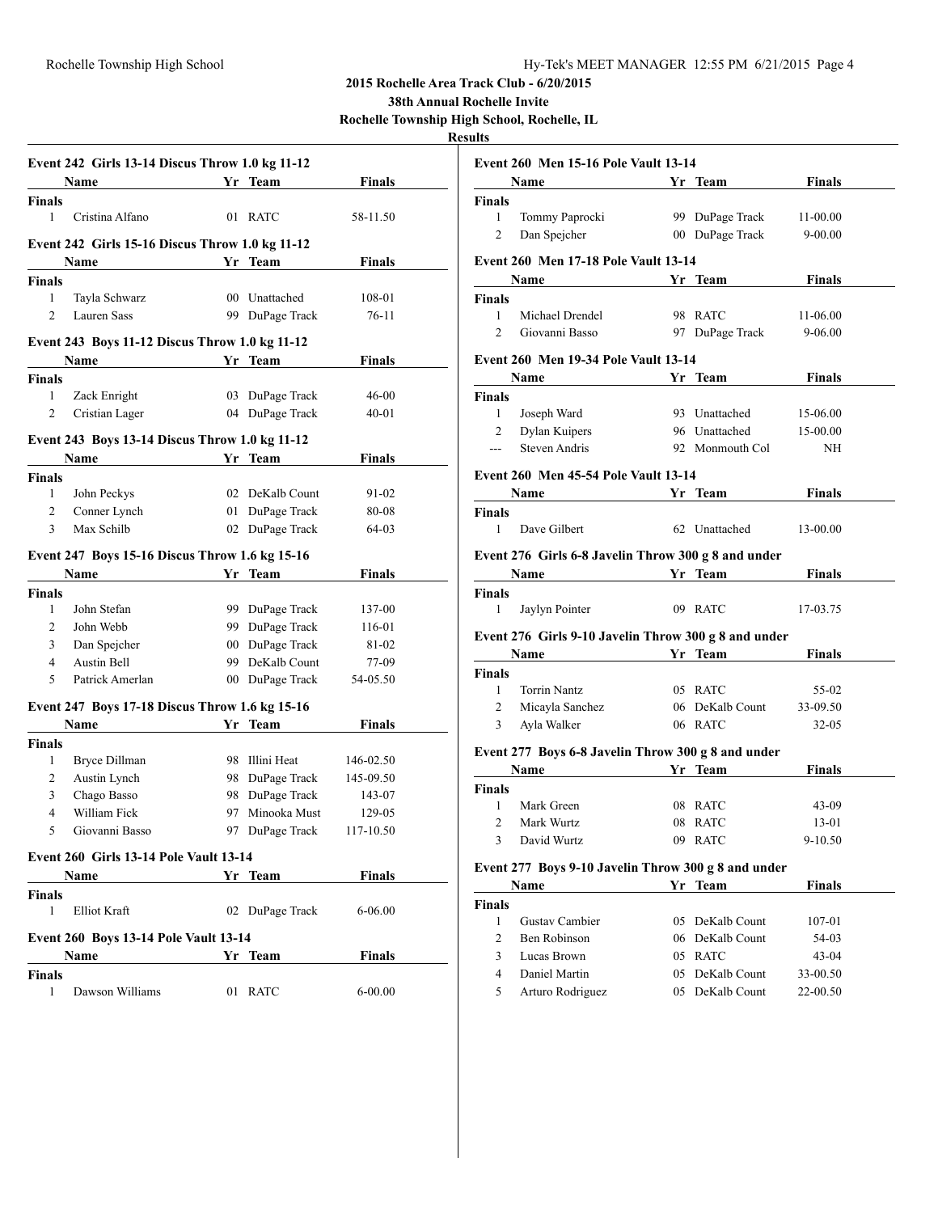## 2015 Rochelle Area Track Club - 6/20/2015

**38th Annual Rochelle Invite**

**Rochelle Township High School, Rochelle, IL**

**Results**

### Event 242 Girls 13-14 Discus Throw 1.0 kg 11-12

| | Name | Yr | Team | Finals |
|---|---|---|---|---|
| **Finals** | | | | |
| 1 | Cristina Alfano | 01 | RATC | 58-11.50 |

### Event 242 Girls 15-16 Discus Throw 1.0 kg 11-12

| | Name | Yr | Team | Finals |
|---|---|---|---|---|
| **Finals** | | | | |
| 1 | Tayla Schwarz | 00 | Unattached | 108-01 |
| 2 | Lauren Sass | 99 | DuPage Track | 76-11 |

### Event 243 Boys 11-12 Discus Throw 1.0 kg 11-12

| | Name | Yr | Team | Finals |
|---|---|---|---|---|
| **Finals** | | | | |
| 1 | Zack Enright | 03 | DuPage Track | 46-00 |
| 2 | Cristian Lager | 04 | DuPage Track | 40-01 |

### Event 243 Boys 13-14 Discus Throw 1.0 kg 11-12

| | Name | Yr | Team | Finals |
|---|---|---|---|---|
| **Finals** | | | | |
| 1 | John Peckys | 02 | DeKalb Count | 91-02 |
| 2 | Conner Lynch | 01 | DuPage Track | 80-08 |
| 3 | Max Schilb | 02 | DuPage Track | 64-03 |

### Event 247 Boys 15-16 Discus Throw 1.6 kg 15-16

| | Name | Yr | Team | Finals |
|---|---|---|---|---|
| **Finals** | | | | |
| 1 | John Stefan | 99 | DuPage Track | 137-00 |
| 2 | John Webb | 99 | DuPage Track | 116-01 |
| 3 | Dan Spejcher | 00 | DuPage Track | 81-02 |
| 4 | Austin Bell | 99 | DeKalb Count | 77-09 |
| 5 | Patrick Amerlan | 00 | DuPage Track | 54-05.50 |

### Event 247 Boys 17-18 Discus Throw 1.6 kg 15-16

| | Name | Yr | Team | Finals |
|---|---|---|---|---|
| **Finals** | | | | |
| 1 | Bryce Dillman | 98 | Illini Heat | 146-02.50 |
| 2 | Austin Lynch | 98 | DuPage Track | 145-09.50 |
| 3 | Chago Basso | 98 | DuPage Track | 143-07 |
| 4 | William Fick | 97 | Minooka Must | 129-05 |
| 5 | Giovanni Basso | 97 | DuPage Track | 117-10.50 |

### Event 260 Girls 13-14 Pole Vault 13-14

| | Name | Yr | Team | Finals |
|---|---|---|---|---|
| **Finals** | | | | |
| 1 | Elliot Kraft | 02 | DuPage Track | 6-06.00 |

### Event 260 Boys 13-14 Pole Vault 13-14

| | Name | Yr | Team | Finals |
|---|---|---|---|---|
| **Finals** | | | | |
| 1 | Dawson Williams | 01 | RATC | 6-00.00 |

### Event 260 Men 15-16 Pole Vault 13-14

| | Name | Yr | Team | Finals |
|---|---|---|---|---|
| **Finals** | | | | |
| 1 | Tommy Paprocki | 99 | DuPage Track | 11-00.00 |
| 2 | Dan Spejcher | 00 | DuPage Track | 9-00.00 |

### Event 260 Men 17-18 Pole Vault 13-14

| | Name | Yr | Team | Finals |
|---|---|---|---|---|
| **Finals** | | | | |
| 1 | Michael Drendel | 98 | RATC | 11-06.00 |
| 2 | Giovanni Basso | 97 | DuPage Track | 9-06.00 |

### Event 260 Men 19-34 Pole Vault 13-14

| | Name | Yr | Team | Finals |
|---|---|---|---|---|
| **Finals** | | | | |
| 1 | Joseph Ward | 93 | Unattached | 15-06.00 |
| 2 | Dylan Kuipers | 96 | Unattached | 15-00.00 |
| --- | Steven Andris | 92 | Monmouth Col | NH |

### Event 260 Men 45-54 Pole Vault 13-14

| | Name | Yr | Team | Finals |
|---|---|---|---|---|
| **Finals** | | | | |
| 1 | Dave Gilbert | 62 | Unattached | 13-00.00 |

### Event 276 Girls 6-8 Javelin Throw 300 g 8 and under

| | Name | Yr | Team | Finals |
|---|---|---|---|---|
| **Finals** | | | | |
| 1 | Jaylyn Pointer | 09 | RATC | 17-03.75 |

### Event 276 Girls 9-10 Javelin Throw 300 g 8 and under

| | Name | Yr | Team | Finals |
|---|---|---|---|---|
| **Finals** | | | | |
| 1 | Torrin Nantz | 05 | RATC | 55-02 |
| 2 | Micayla Sanchez | 06 | DeKalb Count | 33-09.50 |
| 3 | Ayla Walker | 06 | RATC | 32-05 |

### Event 277 Boys 6-8 Javelin Throw 300 g 8 and under

| | Name | Yr | Team | Finals |
|---|---|---|---|---|
| **Finals** | | | | |
| 1 | Mark Green | 08 | RATC | 43-09 |
| 2 | Mark Wurtz | 08 | RATC | 13-01 |
| 3 | David Wurtz | 09 | RATC | 9-10.50 |

### Event 277 Boys 9-10 Javelin Throw 300 g 8 and under

| | Name | Yr | Team | Finals |
|---|---|---|---|---|
| **Finals** | | | | |
| 1 | Gustav Cambier | 05 | DeKalb Count | 107-01 |
| 2 | Ben Robinson | 06 | DeKalb Count | 54-03 |
| 3 | Lucas Brown | 05 | RATC | 43-04 |
| 4 | Daniel Martin | 05 | DeKalb Count | 33-00.50 |
| 5 | Arturo Rodriguez | 05 | DeKalb Count | 22-00.50 |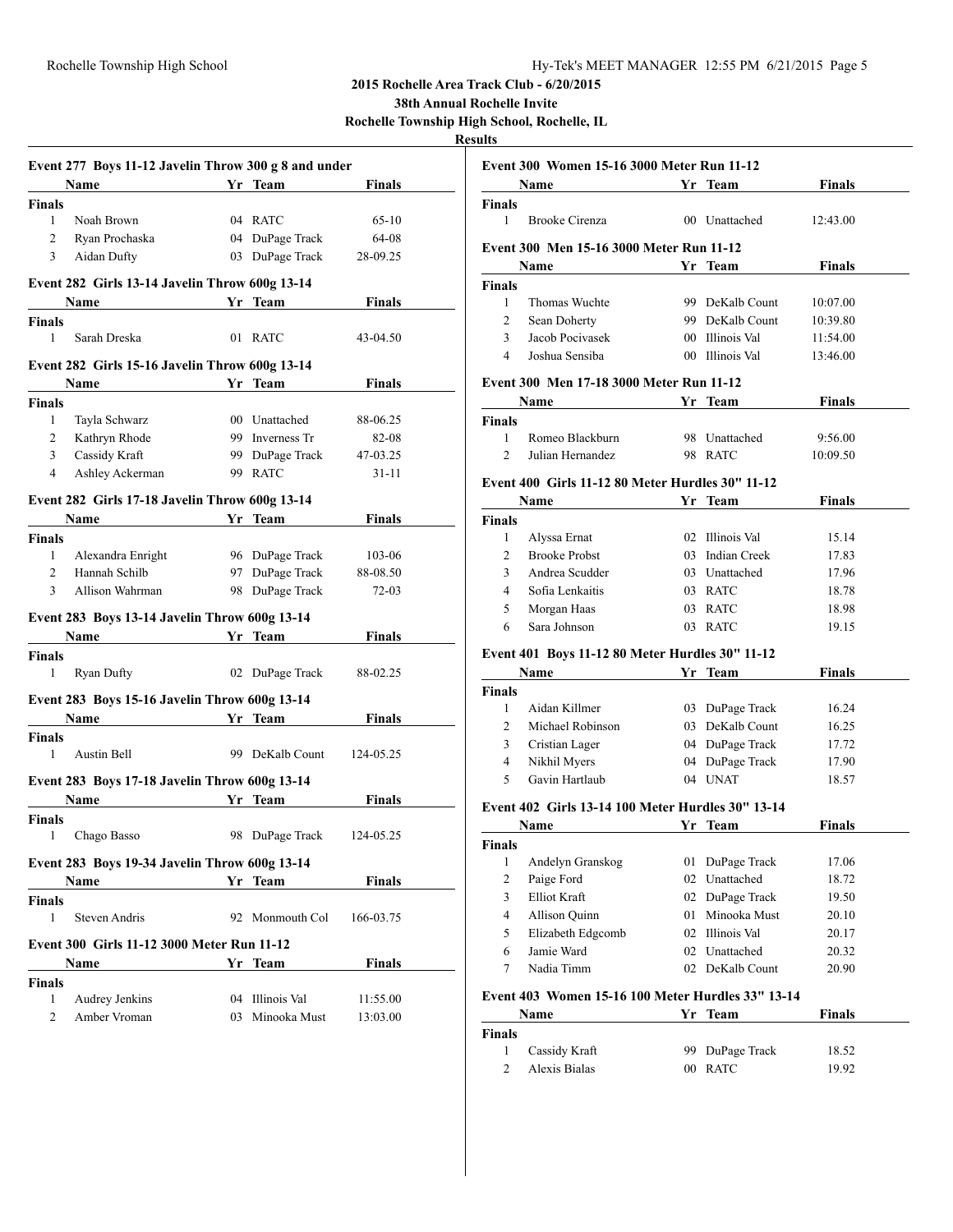**2015 Rochelle Area Track Club - 6/20/2015**

**38th Annual Rochelle Invite**

**Rochelle Township High School, Rochelle, IL**

**Results**

### Event 277 Boys 11-12 Javelin Throw 300 g 8 and under

| | Name | Yr | Team | Finals |
|---|---|---|---|---|
| **Finals** | | | | |
| 1 | Noah Brown | 04 | RATC | 65-10 |
| 2 | Ryan Prochaska | 04 | DuPage Track | 64-08 |
| 3 | Aidan Dufty | 03 | DuPage Track | 28-09.25 |

### Event 282 Girls 13-14 Javelin Throw 600g 13-14

| | Name | Yr | Team | Finals |
|---|---|---|---|---|
| **Finals** | | | | |
| 1 | Sarah Dreska | 01 | RATC | 43-04.50 |

### Event 282 Girls 15-16 Javelin Throw 600g 13-14

| | Name | Yr | Team | Finals |
|---|---|---|---|---|
| **Finals** | | | | |
| 1 | Tayla Schwarz | 00 | Unattached | 88-06.25 |
| 2 | Kathryn Rhode | 99 | Inverness Tr | 82-08 |
| 3 | Cassidy Kraft | 99 | DuPage Track | 47-03.25 |
| 4 | Ashley Ackerman | 99 | RATC | 31-11 |

### Event 282 Girls 17-18 Javelin Throw 600g 13-14

| | Name | Yr | Team | Finals |
|---|---|---|---|---|
| **Finals** | | | | |
| 1 | Alexandra Enright | 96 | DuPage Track | 103-06 |
| 2 | Hannah Schilb | 97 | DuPage Track | 88-08.50 |
| 3 | Allison Wahrman | 98 | DuPage Track | 72-03 |

### Event 283 Boys 13-14 Javelin Throw 600g 13-14

| | Name | Yr | Team | Finals |
|---|---|---|---|---|
| **Finals** | | | | |
| 1 | Ryan Dufty | 02 | DuPage Track | 88-02.25 |

### Event 283 Boys 15-16 Javelin Throw 600g 13-14

| | Name | Yr | Team | Finals |
|---|---|---|---|---|
| **Finals** | | | | |
| 1 | Austin Bell | 99 | DeKalb Count | 124-05.25 |

### Event 283 Boys 17-18 Javelin Throw 600g 13-14

| | Name | Yr | Team | Finals |
|---|---|---|---|---|
| **Finals** | | | | |
| 1 | Chago Basso | 98 | DuPage Track | 124-05.25 |

### Event 283 Boys 19-34 Javelin Throw 600g 13-14

| | Name | Yr | Team | Finals |
|---|---|---|---|---|
| **Finals** | | | | |
| 1 | Steven Andris | 92 | Monmouth Col | 166-03.75 |

### Event 300 Girls 11-12 3000 Meter Run 11-12

| | Name | Yr | Team | Finals |
|---|---|---|---|---|
| **Finals** | | | | |
| 1 | Audrey Jenkins | 04 | Illinois Val | 11:55.00 |
| 2 | Amber Vroman | 03 | Minooka Must | 13:03.00 |

### Event 300 Women 15-16 3000 Meter Run 11-12

| | Name | Yr | Team | Finals |
|---|---|---|---|---|
| **Finals** | | | | |
| 1 | Brooke Cirenza | 00 | Unattached | 12:43.00 |

### Event 300 Men 15-16 3000 Meter Run 11-12

| | Name | Yr | Team | Finals |
|---|---|---|---|---|
| **Finals** | | | | |
| 1 | Thomas Wuchte | 99 | DeKalb Count | 10:07.00 |
| 2 | Sean Doherty | 99 | DeKalb Count | 10:39.80 |
| 3 | Jacob Pocivasek | 00 | Illinois Val | 11:54.00 |
| 4 | Joshua Sensiba | 00 | Illinois Val | 13:46.00 |

### Event 300 Men 17-18 3000 Meter Run 11-12

| | Name | Yr | Team | Finals |
|---|---|---|---|---|
| **Finals** | | | | |
| 1 | Romeo Blackburn | 98 | Unattached | 9:56.00 |
| 2 | Julian Hernandez | 98 | RATC | 10:09.50 |

### Event 400 Girls 11-12 80 Meter Hurdles 30" 11-12

| | Name | Yr | Team | Finals |
|---|---|---|---|---|
| **Finals** | | | | |
| 1 | Alyssa Ernat | 02 | Illinois Val | 15.14 |
| 2 | Brooke Probst | 03 | Indian Creek | 17.83 |
| 3 | Andrea Scudder | 03 | Unattached | 17.96 |
| 4 | Sofia Lenkaitis | 03 | RATC | 18.78 |
| 5 | Morgan Haas | 03 | RATC | 18.98 |
| 6 | Sara Johnson | 03 | RATC | 19.15 |

### Event 401 Boys 11-12 80 Meter Hurdles 30" 11-12

| | Name | Yr | Team | Finals |
|---|---|---|---|---|
| **Finals** | | | | |
| 1 | Aidan Killmer | 03 | DuPage Track | 16.24 |
| 2 | Michael Robinson | 03 | DeKalb Count | 16.25 |
| 3 | Cristian Lager | 04 | DuPage Track | 17.72 |
| 4 | Nikhil Myers | 04 | DuPage Track | 17.90 |
| 5 | Gavin Hartlaub | 04 | UNAT | 18.57 |

### Event 402 Girls 13-14 100 Meter Hurdles 30" 13-14

| | Name | Yr | Team | Finals |
|---|---|---|---|---|
| **Finals** | | | | |
| 1 | Andelyn Granskog | 01 | DuPage Track | 17.06 |
| 2 | Paige Ford | 02 | Unattached | 18.72 |
| 3 | Elliot Kraft | 02 | DuPage Track | 19.50 |
| 4 | Allison Quinn | 01 | Minooka Must | 20.10 |
| 5 | Elizabeth Edgcomb | 02 | Illinois Val | 20.17 |
| 6 | Jamie Ward | 02 | Unattached | 20.32 |
| 7 | Nadia Timm | 02 | DeKalb Count | 20.90 |

### Event 403 Women 15-16 100 Meter Hurdles 33" 13-14

| | Name | Yr | Team | Finals |
|---|---|---|---|---|
| **Finals** | | | | |
| 1 | Cassidy Kraft | 99 | DuPage Track | 18.52 |
| 2 | Alexis Bialas | 00 | RATC | 19.92 |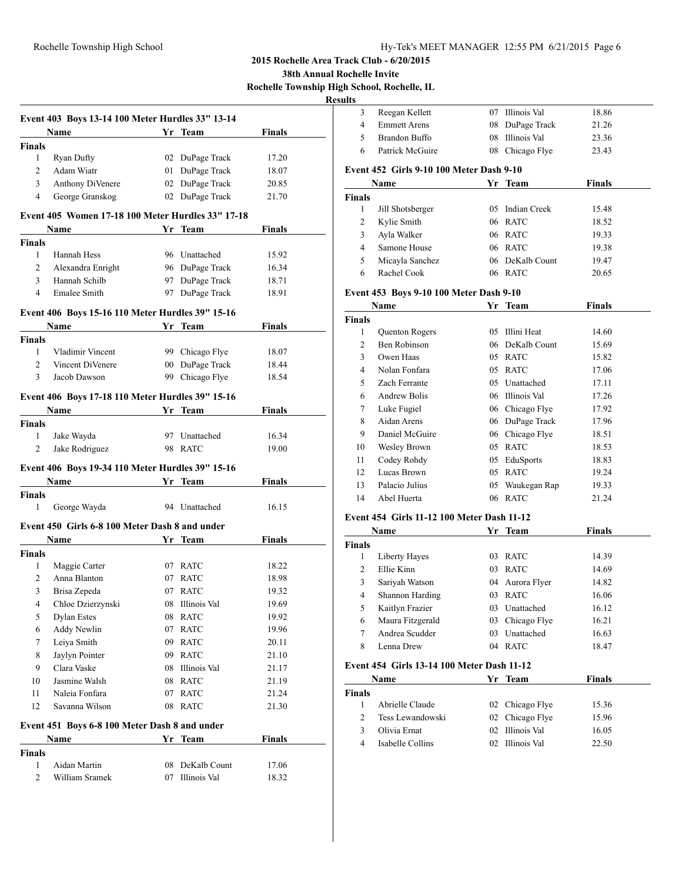**2015 Rochelle Area Track Club - 6/20/2015**

**38th Annual Rochelle Invite**

**Rochelle Township High School, Rochelle, IL**

**Results**

### Event 403 Boys 13-14 100 Meter Hurdles 33" 13-14

| | Name | Yr | Team | Finals |
|---|---|---|---|---|
| **Finals** | | | | |
| 1 | Ryan Dufty | 02 | DuPage Track | 17.20 |
| 2 | Adam Wiatr | 01 | DuPage Track | 18.07 |
| 3 | Anthony DiVenere | 02 | DuPage Track | 20.85 |
| 4 | George Granskog | 02 | DuPage Track | 21.70 |

### Event 405 Women 17-18 100 Meter Hurdles 33" 17-18

| | Name | Yr | Team | Finals |
|---|---|---|---|---|
| **Finals** | | | | |
| 1 | Hannah Hess | 96 | Unattached | 15.92 |
| 2 | Alexandra Enright | 96 | DuPage Track | 16.34 |
| 3 | Hannah Schilb | 97 | DuPage Track | 18.71 |
| 4 | Emalee Smith | 97 | DuPage Track | 18.91 |

### Event 406 Boys 15-16 110 Meter Hurdles 39" 15-16

| | Name | Yr | Team | Finals |
|---|---|---|---|---|
| **Finals** | | | | |
| 1 | Vladimir Vincent | 99 | Chicago Flye | 18.07 |
| 2 | Vincent DiVenere | 00 | DuPage Track | 18.44 |
| 3 | Jacob Dawson | 99 | Chicago Flye | 18.54 |

### Event 406 Boys 17-18 110 Meter Hurdles 39" 15-16

| | Name | Yr | Team | Finals |
|---|---|---|---|---|
| **Finals** | | | | |
| 1 | Jake Wayda | 97 | Unattached | 16.34 |
| 2 | Jake Rodriguez | 98 | RATC | 19.00 |

### Event 406 Boys 19-34 110 Meter Hurdles 39" 15-16

| | Name | Yr | Team | Finals |
|---|---|---|---|---|
| **Finals** | | | | |
| 1 | George Wayda | 94 | Unattached | 16.15 |

### Event 450 Girls 6-8 100 Meter Dash 8 and under

| | Name | Yr | Team | Finals |
|---|---|---|---|---|
| **Finals** | | | | |
| 1 | Maggie Carter | 07 | RATC | 18.22 |
| 2 | Anna Blanton | 07 | RATC | 18.98 |
| 3 | Brisa Zepeda | 07 | RATC | 19.32 |
| 4 | Chloe Dzierzynski | 08 | Illinois Val | 19.69 |
| 5 | Dylan Estes | 08 | RATC | 19.92 |
| 6 | Addy Newlin | 07 | RATC | 19.96 |
| 7 | Leiya Smith | 09 | RATC | 20.11 |
| 8 | Jaylyn Pointer | 09 | RATC | 21.10 |
| 9 | Clara Vaske | 08 | Illinois Val | 21.17 |
| 10 | Jasmine Walsh | 08 | RATC | 21.19 |
| 11 | Naleia Fonfara | 07 | RATC | 21.24 |
| 12 | Savanna Wilson | 08 | RATC | 21.30 |

### Event 451 Boys 6-8 100 Meter Dash 8 and under

| | Name | Yr | Team | Finals |
|---|---|---|---|---|
| **Finals** | | | | |
| 1 | Aidan Martin | 08 | DeKalb Count | 17.06 |
| 2 | William Sramek | 07 | Illinois Val | 18.32 |
| 3 | Reegan Kellett | 07 | Illinois Val | 18.86 |
| 4 | Emmett Arens | 08 | DuPage Track | 21.26 |
| 5 | Brandon Buffo | 08 | Illinois Val | 23.36 |
| 6 | Patrick McGuire | 08 | Chicago Flye | 23.43 |

### Event 452 Girls 9-10 100 Meter Dash 9-10

| | Name | Yr | Team | Finals |
|---|---|---|---|---|
| **Finals** | | | | |
| 1 | Jill Shotsberger | 05 | Indian Creek | 15.48 |
| 2 | Kylie Smith | 06 | RATC | 18.52 |
| 3 | Ayla Walker | 06 | RATC | 19.33 |
| 4 | Samone House | 06 | RATC | 19.38 |
| 5 | Micayla Sanchez | 06 | DeKalb Count | 19.47 |
| 6 | Rachel Cook | 06 | RATC | 20.65 |

### Event 453 Boys 9-10 100 Meter Dash 9-10

| | Name | Yr | Team | Finals |
|---|---|---|---|---|
| **Finals** | | | | |
| 1 | Quenton Rogers | 05 | Illini Heat | 14.60 |
| 2 | Ben Robinson | 06 | DeKalb Count | 15.69 |
| 3 | Owen Haas | 05 | RATC | 15.82 |
| 4 | Nolan Fonfara | 05 | RATC | 17.06 |
| 5 | Zach Ferrante | 05 | Unattached | 17.11 |
| 6 | Andrew Bolis | 06 | Illinois Val | 17.26 |
| 7 | Luke Fugiel | 06 | Chicago Flye | 17.92 |
| 8 | Aidan Arens | 06 | DuPage Track | 17.96 |
| 9 | Daniel McGuire | 06 | Chicago Flye | 18.51 |
| 10 | Wesley Brown | 05 | RATC | 18.53 |
| 11 | Codey Rohdy | 05 | EduSports | 18.83 |
| 12 | Lucas Brown | 05 | RATC | 19.24 |
| 13 | Palacio Julius | 05 | Waukegan Rap | 19.33 |
| 14 | Abel Huerta | 06 | RATC | 21.24 |

### Event 454 Girls 11-12 100 Meter Dash 11-12

| | Name | Yr | Team | Finals |
|---|---|---|---|---|
| **Finals** | | | | |
| 1 | Liberty Hayes | 03 | RATC | 14.39 |
| 2 | Ellie Kinn | 03 | RATC | 14.69 |
| 3 | Sariyah Watson | 04 | Aurora Flyer | 14.82 |
| 4 | Shannon Harding | 03 | RATC | 16.06 |
| 5 | Kaitlyn Frazier | 03 | Unattached | 16.12 |
| 6 | Maura Fitzgerald | 03 | Chicago Flye | 16.21 |
| 7 | Andrea Scudder | 03 | Unattached | 16.63 |
| 8 | Lenna Drew | 04 | RATC | 18.47 |

### Event 454 Girls 13-14 100 Meter Dash 11-12

| | Name | Yr | Team | Finals |
|---|---|---|---|---|
| **Finals** | | | | |
| 1 | Abrielle Claude | 02 | Chicago Flye | 15.36 |
| 2 | Tess Lewandowski | 02 | Chicago Flye | 15.96 |
| 3 | Olivia Ernat | 02 | Illinois Val | 16.05 |
| 4 | Isabelle Collins | 02 | Illinois Val | 22.50 |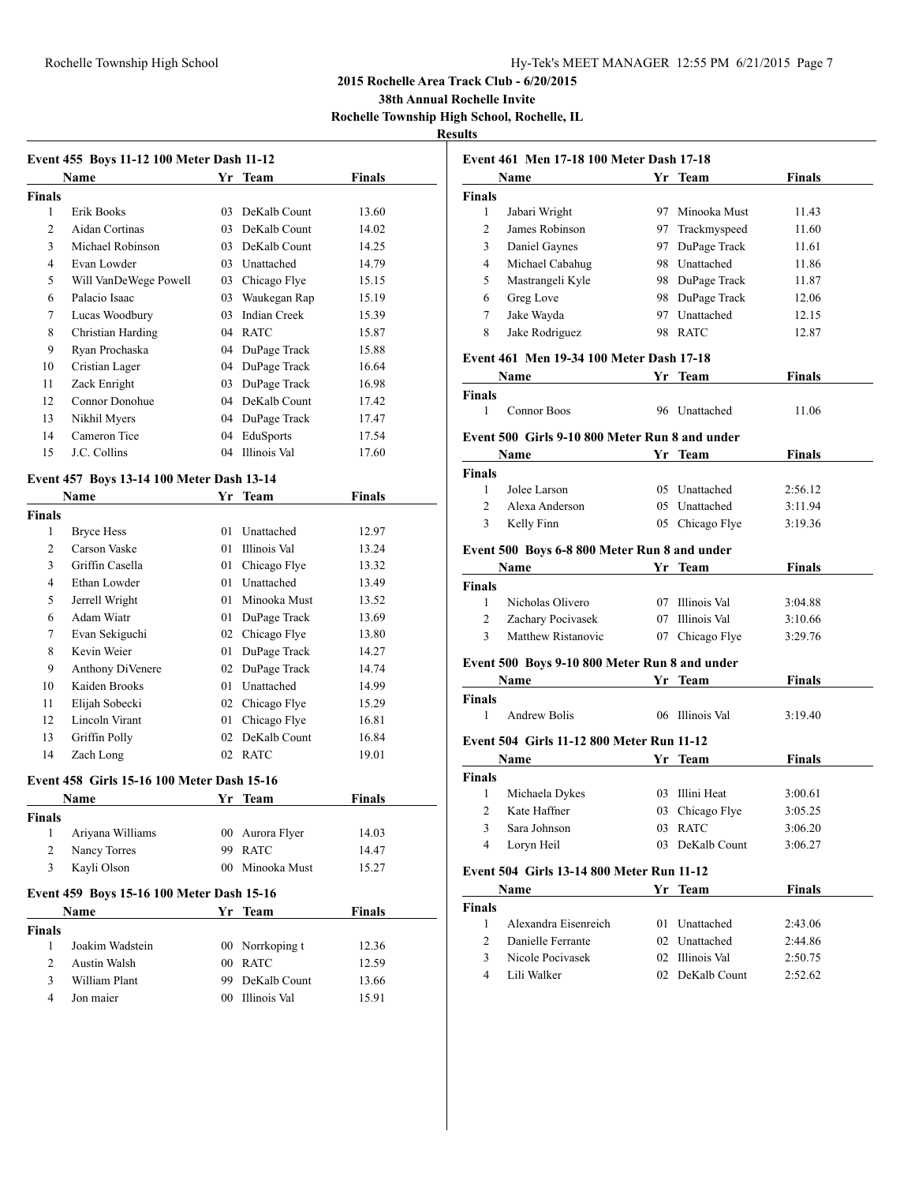# 2015 Rochelle Area Track Club - 6/20/2015

## 38th Annual Rochelle Invite

## Rochelle Township High School, Rochelle, IL

### Results

#### Event 455 Boys 11-12 100 Meter Dash 11-12

| | Name | Yr | Team | Finals |
|---|---|---|---|---|
| **Finals** | | | | |
| 1 | Erik Books | 03 | DeKalb Count | 13.60 |
| 2 | Aidan Cortinas | 03 | DeKalb Count | 14.02 |
| 3 | Michael Robinson | 03 | DeKalb Count | 14.25 |
| 4 | Evan Lowder | 03 | Unattached | 14.79 |
| 5 | Will VanDeWege Powell | 03 | Chicago Flye | 15.15 |
| 6 | Palacio Isaac | 03 | Waukegan Rap | 15.19 |
| 7 | Lucas Woodbury | 03 | Indian Creek | 15.39 |
| 8 | Christian Harding | 04 | RATC | 15.87 |
| 9 | Ryan Prochaska | 04 | DuPage Track | 15.88 |
| 10 | Cristian Lager | 04 | DuPage Track | 16.64 |
| 11 | Zack Enright | 03 | DuPage Track | 16.98 |
| 12 | Connor Donohue | 04 | DeKalb Count | 17.42 |
| 13 | Nikhil Myers | 04 | DuPage Track | 17.47 |
| 14 | Cameron Tice | 04 | EduSports | 17.54 |
| 15 | J.C. Collins | 04 | Illinois Val | 17.60 |

#### Event 457 Boys 13-14 100 Meter Dash 13-14

| | Name | Yr | Team | Finals |
|---|---|---|---|---|
| **Finals** | | | | |
| 1 | Bryce Hess | 01 | Unattached | 12.97 |
| 2 | Carson Vaske | 01 | Illinois Val | 13.24 |
| 3 | Griffin Casella | 01 | Chicago Flye | 13.32 |
| 4 | Ethan Lowder | 01 | Unattached | 13.49 |
| 5 | Jerrell Wright | 01 | Minooka Must | 13.52 |
| 6 | Adam Wiatr | 01 | DuPage Track | 13.69 |
| 7 | Evan Sekiguchi | 02 | Chicago Flye | 13.80 |
| 8 | Kevin Weier | 01 | DuPage Track | 14.27 |
| 9 | Anthony DiVenere | 02 | DuPage Track | 14.74 |
| 10 | Kaiden Brooks | 01 | Unattached | 14.99 |
| 11 | Elijah Sobecki | 02 | Chicago Flye | 15.29 |
| 12 | Lincoln Virant | 01 | Chicago Flye | 16.81 |
| 13 | Griffin Polly | 02 | DeKalb Count | 16.84 |
| 14 | Zach Long | 02 | RATC | 19.01 |

#### Event 458 Girls 15-16 100 Meter Dash 15-16

| | Name | Yr | Team | Finals |
|---|---|---|---|---|
| **Finals** | | | | |
| 1 | Ariyana Williams | 00 | Aurora Flyer | 14.03 |
| 2 | Nancy Torres | 99 | RATC | 14.47 |
| 3 | Kayli Olson | 00 | Minooka Must | 15.27 |

#### Event 459 Boys 15-16 100 Meter Dash 15-16

| | Name | Yr | Team | Finals |
|---|---|---|---|---|
| **Finals** | | | | |
| 1 | Joakim Wadstein | 00 | Norrkoping t | 12.36 |
| 2 | Austin Walsh | 00 | RATC | 12.59 |
| 3 | William Plant | 99 | DeKalb Count | 13.66 |
| 4 | Jon maier | 00 | Illinois Val | 15.91 |

#### Event 461 Men 17-18 100 Meter Dash 17-18

| | Name | Yr | Team | Finals |
|---|---|---|---|---|
| **Finals** | | | | |
| 1 | Jabari Wright | 97 | Minooka Must | 11.43 |
| 2 | James Robinson | 97 | Trackmyspeed | 11.60 |
| 3 | Daniel Gaynes | 97 | DuPage Track | 11.61 |
| 4 | Michael Cabahug | 98 | Unattached | 11.86 |
| 5 | Mastrangeli Kyle | 98 | DuPage Track | 11.87 |
| 6 | Greg Love | 98 | DuPage Track | 12.06 |
| 7 | Jake Wayda | 97 | Unattached | 12.15 |
| 8 | Jake Rodriguez | 98 | RATC | 12.87 |

#### Event 461 Men 19-34 100 Meter Dash 17-18

| | Name | Yr | Team | Finals |
|---|---|---|---|---|
| **Finals** | | | | |
| 1 | Connor Boos | 96 | Unattached | 11.06 |

#### Event 500 Girls 9-10 800 Meter Run 8 and under

| | Name | Yr | Team | Finals |
|---|---|---|---|---|
| **Finals** | | | | |
| 1 | Jolee Larson | 05 | Unattached | 2:56.12 |
| 2 | Alexa Anderson | 05 | Unattached | 3:11.94 |
| 3 | Kelly Finn | 05 | Chicago Flye | 3:19.36 |

#### Event 500 Boys 6-8 800 Meter Run 8 and under

| | Name | Yr | Team | Finals |
|---|---|---|---|---|
| **Finals** | | | | |
| 1 | Nicholas Olivero | 07 | Illinois Val | 3:04.88 |
| 2 | Zachary Pocivasek | 07 | Illinois Val | 3:10.66 |
| 3 | Matthew Ristanovic | 07 | Chicago Flye | 3:29.76 |

#### Event 500 Boys 9-10 800 Meter Run 8 and under

| | Name | Yr | Team | Finals |
|---|---|---|---|---|
| **Finals** | | | | |
| 1 | Andrew Bolis | 06 | Illinois Val | 3:19.40 |

#### Event 504 Girls 11-12 800 Meter Run 11-12

| | Name | Yr | Team | Finals |
|---|---|---|---|---|
| **Finals** | | | | |
| 1 | Michaela Dykes | 03 | Illini Heat | 3:00.61 |
| 2 | Kate Haffner | 03 | Chicago Flye | 3:05.25 |
| 3 | Sara Johnson | 03 | RATC | 3:06.20 |
| 4 | Loryn Heil | 03 | DeKalb Count | 3:06.27 |

#### Event 504 Girls 13-14 800 Meter Run 11-12

| | Name | Yr | Team | Finals |
|---|---|---|---|---|
| **Finals** | | | | |
| 1 | Alexandra Eisenreich | 01 | Unattached | 2:43.06 |
| 2 | Danielle Ferrante | 02 | Unattached | 2:44.86 |
| 3 | Nicole Pocivasek | 02 | Illinois Val | 2:50.75 |
| 4 | Lili Walker | 02 | DeKalb Count | 2:52.62 |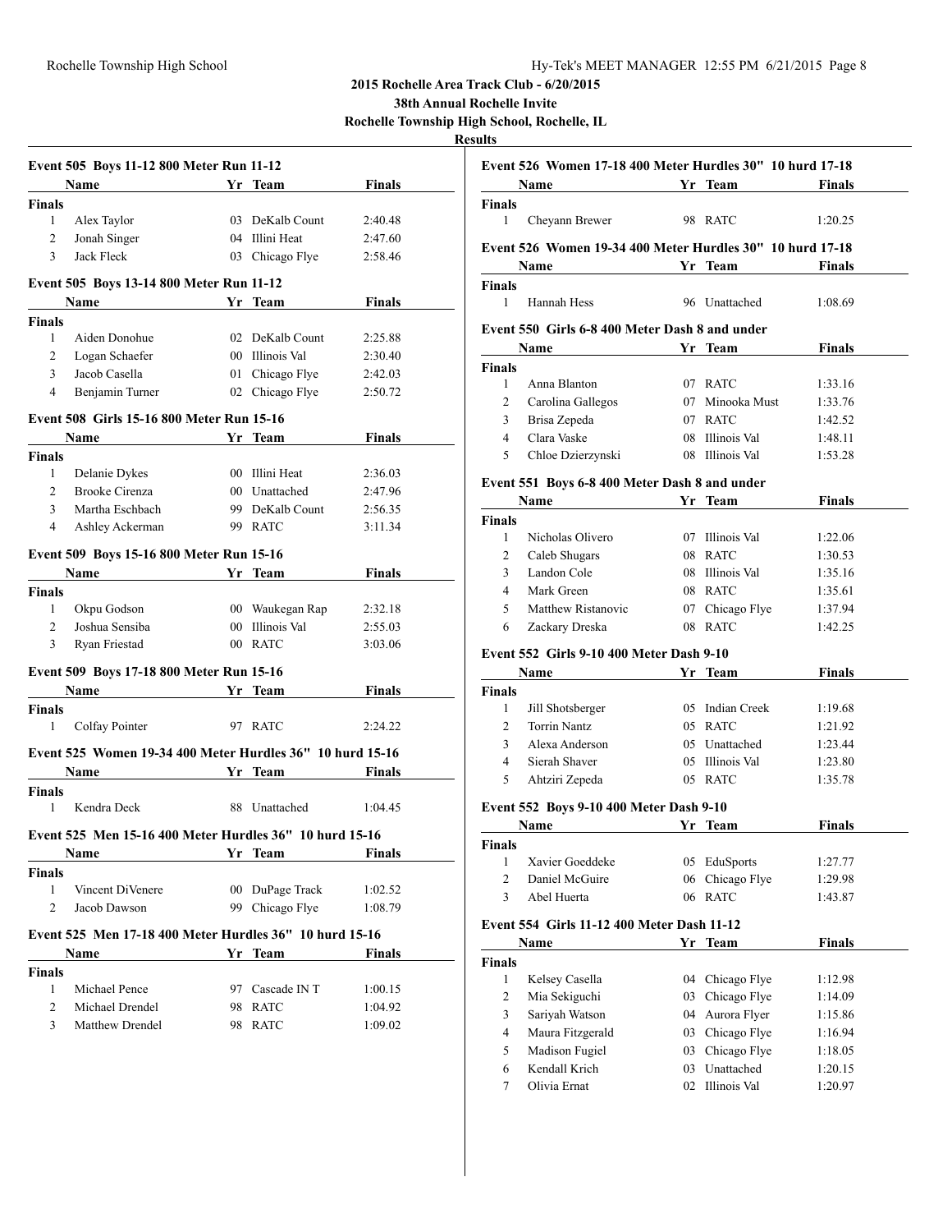**2015 Rochelle Area Track Club - 6/20/2015**

**38th Annual Rochelle Invite**

**Rochelle Township High School, Rochelle, IL**

**Results**

### Event 505 Boys 11-12 800 Meter Run 11-12

| | Name | Yr | Team | Finals |
|---|---|---|---|---|
| **Finals** | | | | |
| 1 | Alex Taylor | 03 | DeKalb Count | 2:40.48 |
| 2 | Jonah Singer | 04 | Illini Heat | 2:47.60 |
| 3 | Jack Fleck | 03 | Chicago Flye | 2:58.46 |

### Event 505 Boys 13-14 800 Meter Run 11-12

| | Name | Yr | Team | Finals |
|---|---|---|---|---|
| **Finals** | | | | |
| 1 | Aiden Donohue | 02 | DeKalb Count | 2:25.88 |
| 2 | Logan Schaefer | 00 | Illinois Val | 2:30.40 |
| 3 | Jacob Casella | 01 | Chicago Flye | 2:42.03 |
| 4 | Benjamin Turner | 02 | Chicago Flye | 2:50.72 |

### Event 508 Girls 15-16 800 Meter Run 15-16

| | Name | Yr | Team | Finals |
|---|---|---|---|---|
| **Finals** | | | | |
| 1 | Delanie Dykes | 00 | Illini Heat | 2:36.03 |
| 2 | Brooke Cirenza | 00 | Unattached | 2:47.96 |
| 3 | Martha Eschbach | 99 | DeKalb Count | 2:56.35 |
| 4 | Ashley Ackerman | 99 | RATC | 3:11.34 |

### Event 509 Boys 15-16 800 Meter Run 15-16

| | Name | Yr | Team | Finals |
|---|---|---|---|---|
| **Finals** | | | | |
| 1 | Okpu Godson | 00 | Waukegan Rap | 2:32.18 |
| 2 | Joshua Sensiba | 00 | Illinois Val | 2:55.03 |
| 3 | Ryan Friestad | 00 | RATC | 3:03.06 |

### Event 509 Boys 17-18 800 Meter Run 15-16

| | Name | Yr | Team | Finals |
|---|---|---|---|---|
| **Finals** | | | | |
| 1 | Colfay Pointer | 97 | RATC | 2:24.22 |

### Event 525 Women 19-34 400 Meter Hurdles 36" 10 hurd 15-16

| | Name | Yr | Team | Finals |
|---|---|---|---|---|
| **Finals** | | | | |
| 1 | Kendra Deck | 88 | Unattached | 1:04.45 |

### Event 525 Men 15-16 400 Meter Hurdles 36" 10 hurd 15-16

| | Name | Yr | Team | Finals |
|---|---|---|---|---|
| **Finals** | | | | |
| 1 | Vincent DiVenere | 00 | DuPage Track | 1:02.52 |
| 2 | Jacob Dawson | 99 | Chicago Flye | 1:08.79 |

### Event 525 Men 17-18 400 Meter Hurdles 36" 10 hurd 15-16

| | Name | Yr | Team | Finals |
|---|---|---|---|---|
| **Finals** | | | | |
| 1 | Michael Pence | 97 | Cascade IN T | 1:00.15 |
| 2 | Michael Drendel | 98 | RATC | 1:04.92 |
| 3 | Matthew Drendel | 98 | RATC | 1:09.02 |

### Event 526 Women 17-18 400 Meter Hurdles 30" 10 hurd 17-18

| | Name | Yr | Team | Finals |
|---|---|---|---|---|
| **Finals** | | | | |
| 1 | Cheyann Brewer | 98 | RATC | 1:20.25 |

### Event 526 Women 19-34 400 Meter Hurdles 30" 10 hurd 17-18

| | Name | Yr | Team | Finals |
|---|---|---|---|---|
| **Finals** | | | | |
| 1 | Hannah Hess | 96 | Unattached | 1:08.69 |

### Event 550 Girls 6-8 400 Meter Dash 8 and under

| | Name | Yr | Team | Finals |
|---|---|---|---|---|
| **Finals** | | | | |
| 1 | Anna Blanton | 07 | RATC | 1:33.16 |
| 2 | Carolina Gallegos | 07 | Minooka Must | 1:33.76 |
| 3 | Brisa Zepeda | 07 | RATC | 1:42.52 |
| 4 | Clara Vaske | 08 | Illinois Val | 1:48.11 |
| 5 | Chloe Dzierzynski | 08 | Illinois Val | 1:53.28 |

### Event 551 Boys 6-8 400 Meter Dash 8 and under

| | Name | Yr | Team | Finals |
|---|---|---|---|---|
| **Finals** | | | | |
| 1 | Nicholas Olivero | 07 | Illinois Val | 1:22.06 |
| 2 | Caleb Shugars | 08 | RATC | 1:30.53 |
| 3 | Landon Cole | 08 | Illinois Val | 1:35.16 |
| 4 | Mark Green | 08 | RATC | 1:35.61 |
| 5 | Matthew Ristanovic | 07 | Chicago Flye | 1:37.94 |
| 6 | Zackary Dreska | 08 | RATC | 1:42.25 |

### Event 552 Girls 9-10 400 Meter Dash 9-10

| | Name | Yr | Team | Finals |
|---|---|---|---|---|
| **Finals** | | | | |
| 1 | Jill Shotsberger | 05 | Indian Creek | 1:19.68 |
| 2 | Torrin Nantz | 05 | RATC | 1:21.92 |
| 3 | Alexa Anderson | 05 | Unattached | 1:23.44 |
| 4 | Sierah Shaver | 05 | Illinois Val | 1:23.80 |
| 5 | Ahtziri Zepeda | 05 | RATC | 1:35.78 |

### Event 552 Boys 9-10 400 Meter Dash 9-10

| | Name | Yr | Team | Finals |
|---|---|---|---|---|
| **Finals** | | | | |
| 1 | Xavier Goeddeke | 05 | EduSports | 1:27.77 |
| 2 | Daniel McGuire | 06 | Chicago Flye | 1:29.98 |
| 3 | Abel Huerta | 06 | RATC | 1:43.87 |

### Event 554 Girls 11-12 400 Meter Dash 11-12

| | Name | Yr | Team | Finals |
|---|---|---|---|---|
| **Finals** | | | | |
| 1 | Kelsey Casella | 04 | Chicago Flye | 1:12.98 |
| 2 | Mia Sekiguchi | 03 | Chicago Flye | 1:14.09 |
| 3 | Sariyah Watson | 04 | Aurora Flyer | 1:15.86 |
| 4 | Maura Fitzgerald | 03 | Chicago Flye | 1:16.94 |
| 5 | Madison Fugiel | 03 | Chicago Flye | 1:18.05 |
| 6 | Kendall Krich | 03 | Unattached | 1:20.15 |
| 7 | Olivia Ernat | 02 | Illinois Val | 1:20.97 |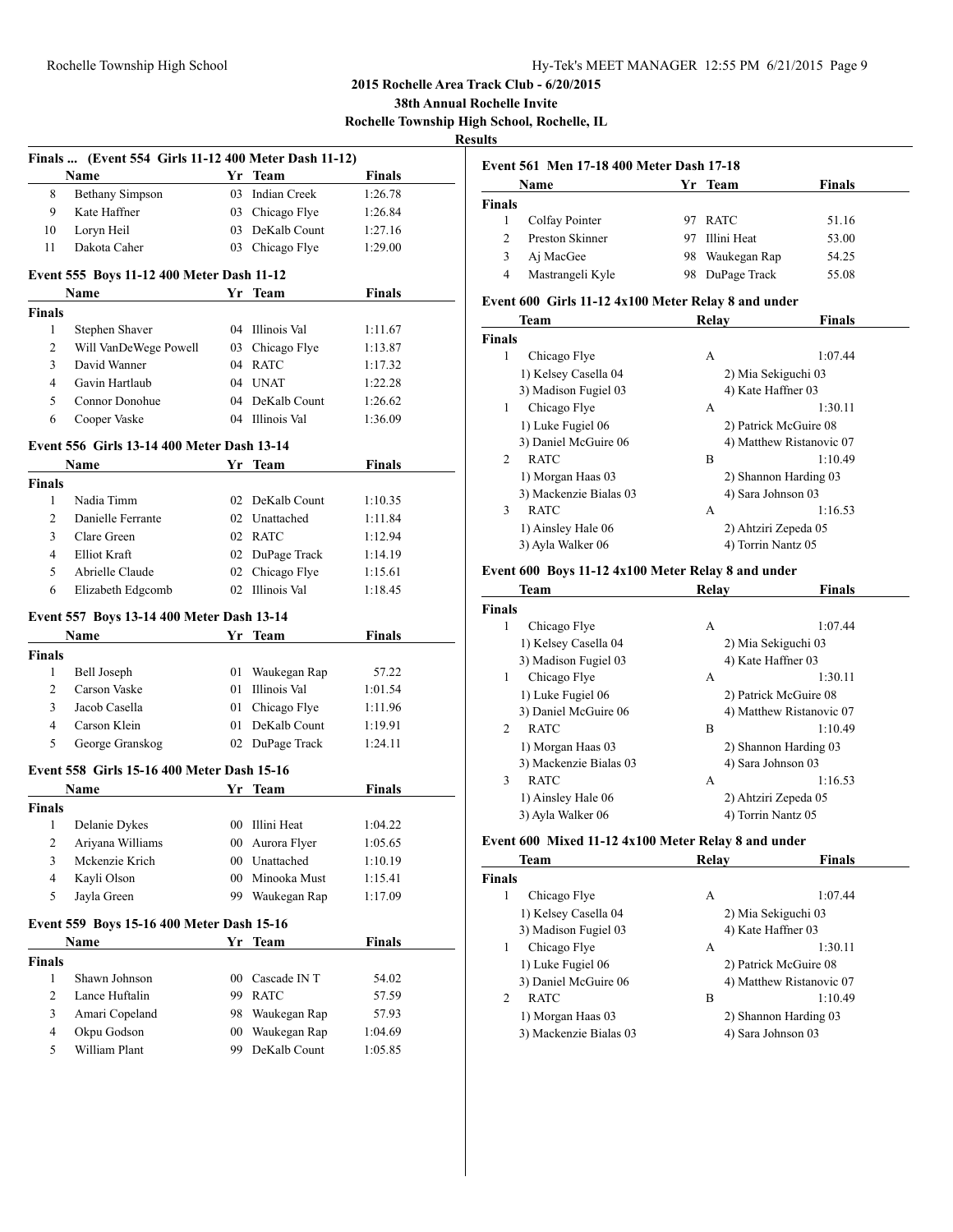## 2015 Rochelle Area Track Club - 6/20/2015

### 38th Annual Rochelle Invite

### Rochelle Township High School, Rochelle, IL

### Results

#### Finals ... (Event 554 Girls 11-12 400 Meter Dash 11-12)

| | Name | Yr | Team | Finals |
|---|---|---|---|---|
| 8 | Bethany Simpson | 03 | Indian Creek | 1:26.78 |
| 9 | Kate Haffner | 03 | Chicago Flye | 1:26.84 |
| 10 | Loryn Heil | 03 | DeKalb Count | 1:27.16 |
| 11 | Dakota Caher | 03 | Chicago Flye | 1:29.00 |

#### Event 555 Boys 11-12 400 Meter Dash 11-12

| | Name | Yr | Team | Finals |
|---|---|---|---|---|
| **Finals** | | | | |
| 1 | Stephen Shaver | 04 | Illinois Val | 1:11.67 |
| 2 | Will VanDeWege Powell | 03 | Chicago Flye | 1:13.87 |
| 3 | David Wanner | 04 | RATC | 1:17.32 |
| 4 | Gavin Hartlaub | 04 | UNAT | 1:22.28 |
| 5 | Connor Donohue | 04 | DeKalb Count | 1:26.62 |
| 6 | Cooper Vaske | 04 | Illinois Val | 1:36.09 |

#### Event 556 Girls 13-14 400 Meter Dash 13-14

| | Name | Yr | Team | Finals |
|---|---|---|---|---|
| **Finals** | | | | |
| 1 | Nadia Timm | 02 | DeKalb Count | 1:10.35 |
| 2 | Danielle Ferrante | 02 | Unattached | 1:11.84 |
| 3 | Clare Green | 02 | RATC | 1:12.94 |
| 4 | Elliot Kraft | 02 | DuPage Track | 1:14.19 |
| 5 | Abrielle Claude | 02 | Chicago Flye | 1:15.61 |
| 6 | Elizabeth Edgcomb | 02 | Illinois Val | 1:18.45 |

#### Event 557 Boys 13-14 400 Meter Dash 13-14

| | Name | Yr | Team | Finals |
|---|---|---|---|---|
| **Finals** | | | | |
| 1 | Bell Joseph | 01 | Waukegan Rap | 57.22 |
| 2 | Carson Vaske | 01 | Illinois Val | 1:01.54 |
| 3 | Jacob Casella | 01 | Chicago Flye | 1:11.96 |
| 4 | Carson Klein | 01 | DeKalb Count | 1:19.91 |
| 5 | George Granskog | 02 | DuPage Track | 1:24.11 |

#### Event 558 Girls 15-16 400 Meter Dash 15-16

| | Name | Yr | Team | Finals |
|---|---|---|---|---|
| **Finals** | | | | |
| 1 | Delanie Dykes | 00 | Illini Heat | 1:04.22 |
| 2 | Ariyana Williams | 00 | Aurora Flyer | 1:05.65 |
| 3 | Mckenzie Krich | 00 | Unattached | 1:10.19 |
| 4 | Kayli Olson | 00 | Minooka Must | 1:15.41 |
| 5 | Jayla Green | 99 | Waukegan Rap | 1:17.09 |

#### Event 559 Boys 15-16 400 Meter Dash 15-16

| | Name | Yr | Team | Finals |
|---|---|---|---|---|
| **Finals** | | | | |
| 1 | Shawn Johnson | 00 | Cascade IN T | 54.02 |
| 2 | Lance Huftalin | 99 | RATC | 57.59 |
| 3 | Amari Copeland | 98 | Waukegan Rap | 57.93 |
| 4 | Okpu Godson | 00 | Waukegan Rap | 1:04.69 |
| 5 | William Plant | 99 | DeKalb Count | 1:05.85 |

#### Event 561 Men 17-18 400 Meter Dash 17-18

| | Name | Yr | Team | Finals |
|---|---|---|---|---|
| **Finals** | | | | |
| 1 | Colfay Pointer | 97 | RATC | 51.16 |
| 2 | Preston Skinner | 97 | Illini Heat | 53.00 |
| 3 | Aj MacGee | 98 | Waukegan Rap | 54.25 |
| 4 | Mastrangeli Kyle | 98 | DuPage Track | 55.08 |

#### Event 600 Girls 11-12 4x100 Meter Relay 8 and under

| | Team | Relay | Finals |
|---|---|---|---|
| **Finals** | | | |
| 1 | Chicago Flye | A | 1:07.44 |
| | 1) Kelsey Casella 04 | 2) Mia Sekiguchi 03 | |
| | 3) Madison Fugiel 03 | 4) Kate Haffner 03 | |
| 1 | Chicago Flye | A | 1:30.11 |
| | 1) Luke Fugiel 06 | 2) Patrick McGuire 08 | |
| | 3) Daniel McGuire 06 | 4) Matthew Ristanovic 07 | |
| 2 | RATC | B | 1:10.49 |
| | 1) Morgan Haas 03 | 2) Shannon Harding 03 | |
| | 3) Mackenzie Bialas 03 | 4) Sara Johnson 03 | |
| 3 | RATC | A | 1:16.53 |
| | 1) Ainsley Hale 06 | 2) Ahtziri Zepeda 05 | |
| | 3) Ayla Walker 06 | 4) Torrin Nantz 05 | |

#### Event 600 Boys 11-12 4x100 Meter Relay 8 and under

| | Team | Relay | Finals |
|---|---|---|---|
| **Finals** | | | |
| 1 | Chicago Flye | A | 1:07.44 |
| | 1) Kelsey Casella 04 | 2) Mia Sekiguchi 03 | |
| | 3) Madison Fugiel 03 | 4) Kate Haffner 03 | |
| 1 | Chicago Flye | A | 1:30.11 |
| | 1) Luke Fugiel 06 | 2) Patrick McGuire 08 | |
| | 3) Daniel McGuire 06 | 4) Matthew Ristanovic 07 | |
| 2 | RATC | B | 1:10.49 |
| | 1) Morgan Haas 03 | 2) Shannon Harding 03 | |
| | 3) Mackenzie Bialas 03 | 4) Sara Johnson 03 | |
| 3 | RATC | A | 1:16.53 |
| | 1) Ainsley Hale 06 | 2) Ahtziri Zepeda 05 | |
| | 3) Ayla Walker 06 | 4) Torrin Nantz 05 | |

#### Event 600 Mixed 11-12 4x100 Meter Relay 8 and under

| | Team | Relay | Finals |
|---|---|---|---|
| **Finals** | | | |
| 1 | Chicago Flye | A | 1:07.44 |
| | 1) Kelsey Casella 04 | 2) Mia Sekiguchi 03 | |
| | 3) Madison Fugiel 03 | 4) Kate Haffner 03 | |
| 1 | Chicago Flye | A | 1:30.11 |
| | 1) Luke Fugiel 06 | 2) Patrick McGuire 08 | |
| | 3) Daniel McGuire 06 | 4) Matthew Ristanovic 07 | |
| 2 | RATC | B | 1:10.49 |
| | 1) Morgan Haas 03 | 2) Shannon Harding 03 | |
| | 3) Mackenzie Bialas 03 | 4) Sara Johnson 03 | |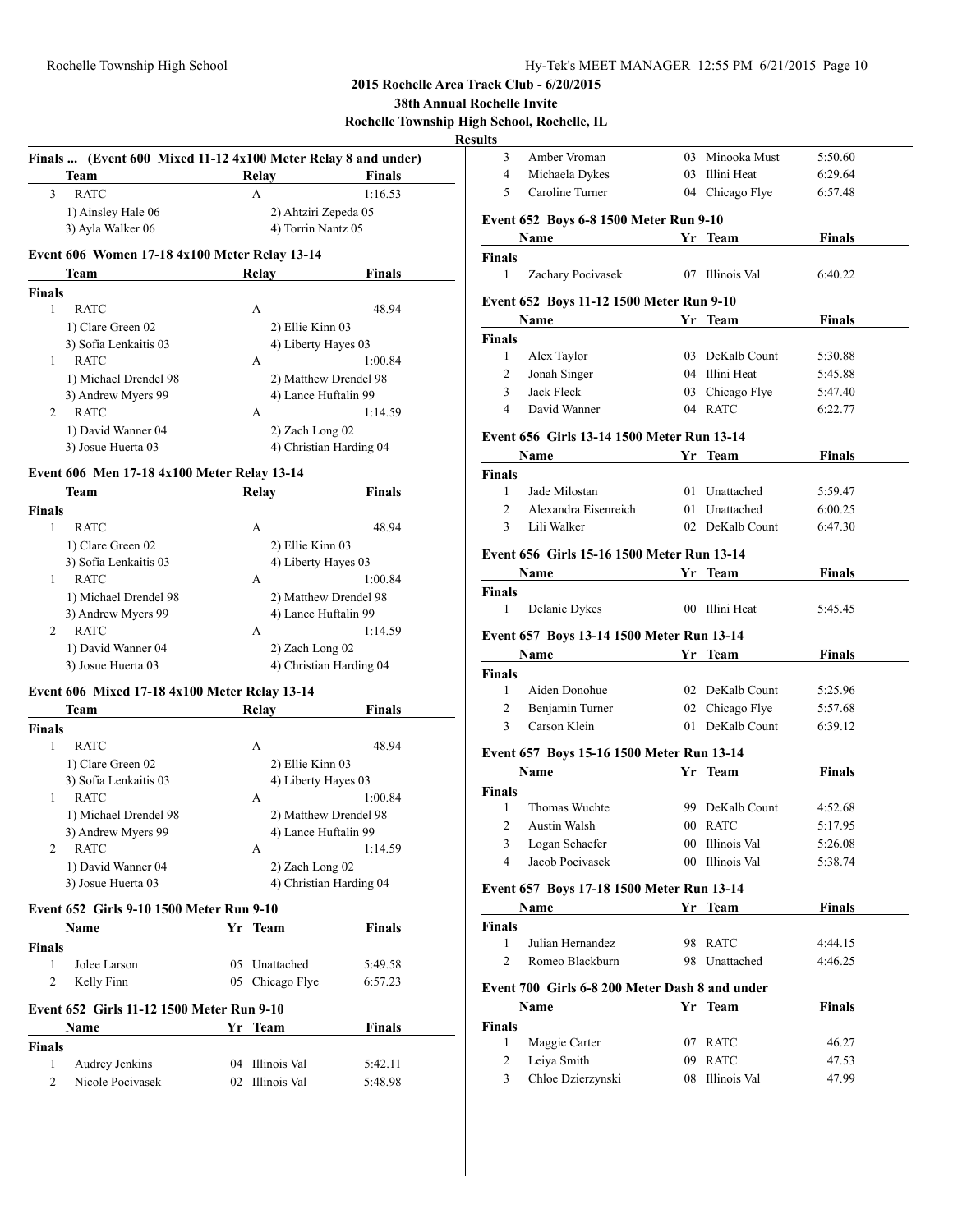# 2015 Rochelle Area Track Club - 6/20/2015

## 38th Annual Rochelle Invite

### Rochelle Township High School, Rochelle, IL

### Results

**Finals ... (Event 600 Mixed 11-12 4x100 Meter Relay 8 and under)**

| | Team | Relay | Finals |
|---|---|---|---|
| 3 | RATC | A | 1:16.53 |
| | 1) Ainsley Hale 06 | 2) Ahtziri Zepeda 05 | |
| | 3) Ayla Walker 06 | 4) Torrin Nantz 05 | |

**Event 606 Women 17-18 4x100 Meter Relay 13-14**

| | Team | Relay | Finals |
|---|---|---|---|
| **Finals** | | | |
| 1 | RATC | A | 48.94 |
| | 1) Clare Green 02 | 2) Ellie Kinn 03 | |
| | 3) Sofia Lenkaitis 03 | 4) Liberty Hayes 03 | |
| 1 | RATC | A | 1:00.84 |
| | 1) Michael Drendel 98 | 2) Matthew Drendel 98 | |
| | 3) Andrew Myers 99 | 4) Lance Huftalin 99 | |
| 2 | RATC | A | 1:14.59 |
| | 1) David Wanner 04 | 2) Zach Long 02 | |
| | 3) Josue Huerta 03 | 4) Christian Harding 04 | |

**Event 606 Men 17-18 4x100 Meter Relay 13-14**

| | Team | Relay | Finals |
|---|---|---|---|
| **Finals** | | | |
| 1 | RATC | A | 48.94 |
| | 1) Clare Green 02 | 2) Ellie Kinn 03 | |
| | 3) Sofia Lenkaitis 03 | 4) Liberty Hayes 03 | |
| 1 | RATC | A | 1:00.84 |
| | 1) Michael Drendel 98 | 2) Matthew Drendel 98 | |
| | 3) Andrew Myers 99 | 4) Lance Huftalin 99 | |
| 2 | RATC | A | 1:14.59 |
| | 1) David Wanner 04 | 2) Zach Long 02 | |
| | 3) Josue Huerta 03 | 4) Christian Harding 04 | |

**Event 606 Mixed 17-18 4x100 Meter Relay 13-14**

| | Team | Relay | Finals |
|---|---|---|---|
| **Finals** | | | |
| 1 | RATC | A | 48.94 |
| | 1) Clare Green 02 | 2) Ellie Kinn 03 | |
| | 3) Sofia Lenkaitis 03 | 4) Liberty Hayes 03 | |
| 1 | RATC | A | 1:00.84 |
| | 1) Michael Drendel 98 | 2) Matthew Drendel 98 | |
| | 3) Andrew Myers 99 | 4) Lance Huftalin 99 | |
| 2 | RATC | A | 1:14.59 |
| | 1) David Wanner 04 | 2) Zach Long 02 | |
| | 3) Josue Huerta 03 | 4) Christian Harding 04 | |

**Event 652 Girls 9-10 1500 Meter Run 9-10**

| | Name | Yr | Team | Finals |
|---|---|---|---|---|
| **Finals** | | | | |
| 1 | Jolee Larson | 05 | Unattached | 5:49.58 |
| 2 | Kelly Finn | 05 | Chicago Flye | 6:57.23 |

**Event 652 Girls 11-12 1500 Meter Run 9-10**

| | Name | Yr | Team | Finals |
|---|---|---|---|---|
| **Finals** | | | | |
| 1 | Audrey Jenkins | 04 | Illinois Val | 5:42.11 |
| 2 | Nicole Pocivasek | 02 | Illinois Val | 5:48.98 |
| 3 | Amber Vroman | 03 | Minooka Must | 5:50.60 |
| 4 | Michaela Dykes | 03 | Illini Heat | 6:29.64 |
| 5 | Caroline Turner | 04 | Chicago Flye | 6:57.48 |

**Event 652 Boys 6-8 1500 Meter Run 9-10**

| | Name | Yr | Team | Finals |
|---|---|---|---|---|
| **Finals** | | | | |
| 1 | Zachary Pocivasek | 07 | Illinois Val | 6:40.22 |

**Event 652 Boys 11-12 1500 Meter Run 9-10**

| | Name | Yr | Team | Finals |
|---|---|---|---|---|
| **Finals** | | | | |
| 1 | Alex Taylor | 03 | DeKalb Count | 5:30.88 |
| 2 | Jonah Singer | 04 | Illini Heat | 5:45.88 |
| 3 | Jack Fleck | 03 | Chicago Flye | 5:47.40 |
| 4 | David Wanner | 04 | RATC | 6:22.77 |

**Event 656 Girls 13-14 1500 Meter Run 13-14**

| | Name | Yr | Team | Finals |
|---|---|---|---|---|
| **Finals** | | | | |
| 1 | Jade Milostan | 01 | Unattached | 5:59.47 |
| 2 | Alexandra Eisenreich | 01 | Unattached | 6:00.25 |
| 3 | Lili Walker | 02 | DeKalb Count | 6:47.30 |

**Event 656 Girls 15-16 1500 Meter Run 13-14**

| | Name | Yr | Team | Finals |
|---|---|---|---|---|
| **Finals** | | | | |
| 1 | Delanie Dykes | 00 | Illini Heat | 5:45.45 |

**Event 657 Boys 13-14 1500 Meter Run 13-14**

| | Name | Yr | Team | Finals |
|---|---|---|---|---|
| **Finals** | | | | |
| 1 | Aiden Donohue | 02 | DeKalb Count | 5:25.96 |
| 2 | Benjamin Turner | 02 | Chicago Flye | 5:57.68 |
| 3 | Carson Klein | 01 | DeKalb Count | 6:39.12 |

**Event 657 Boys 15-16 1500 Meter Run 13-14**

| | Name | Yr | Team | Finals |
|---|---|---|---|---|
| **Finals** | | | | |
| 1 | Thomas Wuchte | 99 | DeKalb Count | 4:52.68 |
| 2 | Austin Walsh | 00 | RATC | 5:17.95 |
| 3 | Logan Schaefer | 00 | Illinois Val | 5:26.08 |
| 4 | Jacob Pocivasek | 00 | Illinois Val | 5:38.74 |

**Event 657 Boys 17-18 1500 Meter Run 13-14**

| | Name | Yr | Team | Finals |
|---|---|---|---|---|
| **Finals** | | | | |
| 1 | Julian Hernandez | 98 | RATC | 4:44.15 |
| 2 | Romeo Blackburn | 98 | Unattached | 4:46.25 |

**Event 700 Girls 6-8 200 Meter Dash 8 and under**

| | Name | Yr | Team | Finals |
|---|---|---|---|---|
| **Finals** | | | | |
| 1 | Maggie Carter | 07 | RATC | 46.27 |
| 2 | Leiya Smith | 09 | RATC | 47.53 |
| 3 | Chloe Dzierzynski | 08 | Illinois Val | 47.99 |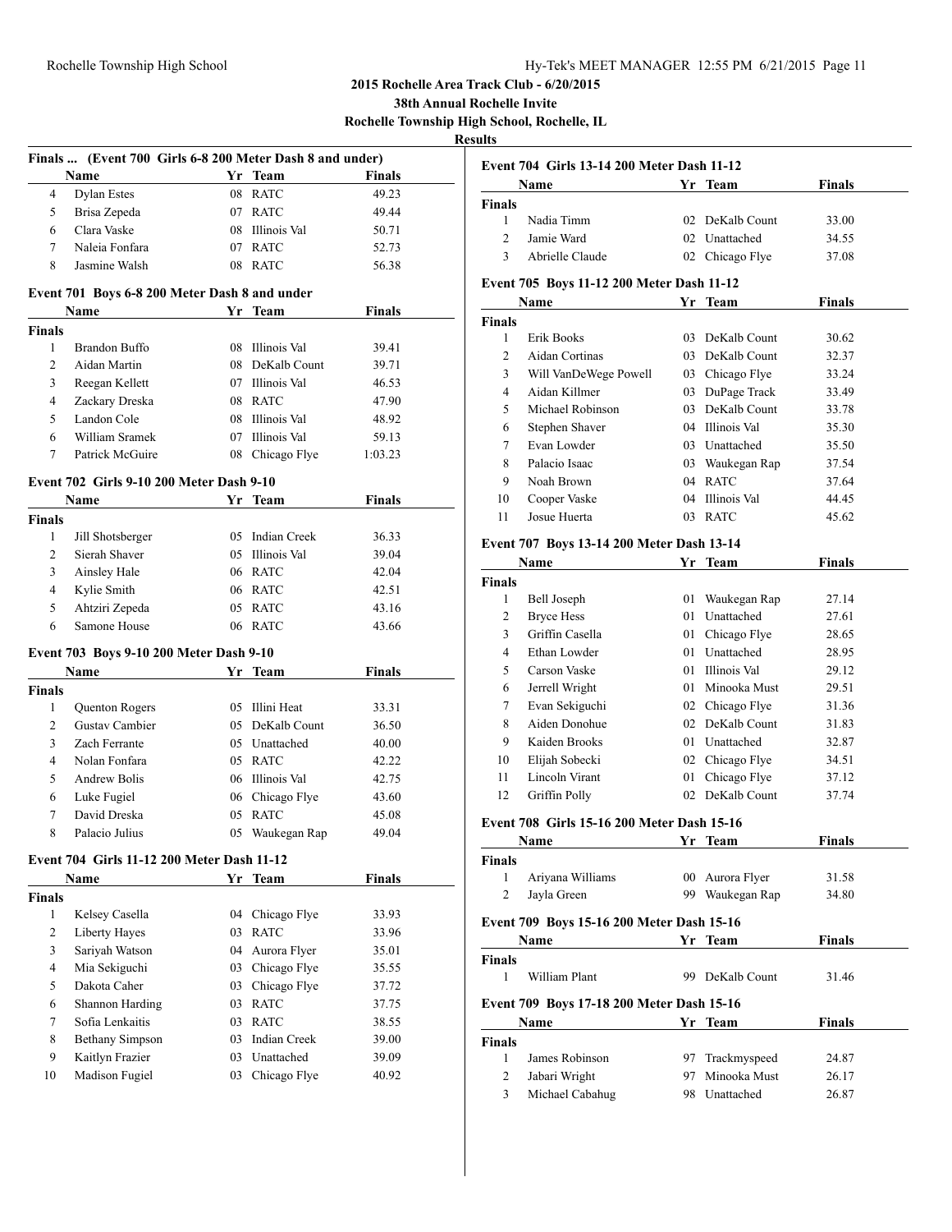**2015 Rochelle Area Track Club - 6/20/2015**

**38th Annual Rochelle Invite**

**Rochelle Township High School, Rochelle, IL**

**Results**

### Finals ... (Event 700 Girls 6-8 200 Meter Dash 8 and under)

| | Name | Yr | Team | Finals |
|---|---|---|---|---|
| 4 | Dylan Estes | 08 | RATC | 49.23 |
| 5 | Brisa Zepeda | 07 | RATC | 49.44 |
| 6 | Clara Vaske | 08 | Illinois Val | 50.71 |
| 7 | Naleia Fonfara | 07 | RATC | 52.73 |
| 8 | Jasmine Walsh | 08 | RATC | 56.38 |

### Event 701 Boys 6-8 200 Meter Dash 8 and under

| | Name | Yr | Team | Finals |
|---|---|---|---|---|
| **Finals** | | | | |
| 1 | Brandon Buffo | 08 | Illinois Val | 39.41 |
| 2 | Aidan Martin | 08 | DeKalb Count | 39.71 |
| 3 | Reegan Kellett | 07 | Illinois Val | 46.53 |
| 4 | Zackary Dreska | 08 | RATC | 47.90 |
| 5 | Landon Cole | 08 | Illinois Val | 48.92 |
| 6 | William Sramek | 07 | Illinois Val | 59.13 |
| 7 | Patrick McGuire | 08 | Chicago Flye | 1:03.23 |

### Event 702 Girls 9-10 200 Meter Dash 9-10

| | Name | Yr | Team | Finals |
|---|---|---|---|---|
| **Finals** | | | | |
| 1 | Jill Shotsberger | 05 | Indian Creek | 36.33 |
| 2 | Sierah Shaver | 05 | Illinois Val | 39.04 |
| 3 | Ainsley Hale | 06 | RATC | 42.04 |
| 4 | Kylie Smith | 06 | RATC | 42.51 |
| 5 | Ahtziri Zepeda | 05 | RATC | 43.16 |
| 6 | Samone House | 06 | RATC | 43.66 |

### Event 703 Boys 9-10 200 Meter Dash 9-10

| | Name | Yr | Team | Finals |
|---|---|---|---|---|
| **Finals** | | | | |
| 1 | Quenton Rogers | 05 | Illini Heat | 33.31 |
| 2 | Gustav Cambier | 05 | DeKalb Count | 36.50 |
| 3 | Zach Ferrante | 05 | Unattached | 40.00 |
| 4 | Nolan Fonfara | 05 | RATC | 42.22 |
| 5 | Andrew Bolis | 06 | Illinois Val | 42.75 |
| 6 | Luke Fugiel | 06 | Chicago Flye | 43.60 |
| 7 | David Dreska | 05 | RATC | 45.08 |
| 8 | Palacio Julius | 05 | Waukegan Rap | 49.04 |

### Event 704 Girls 11-12 200 Meter Dash 11-12

| | Name | Yr | Team | Finals |
|---|---|---|---|---|
| **Finals** | | | | |
| 1 | Kelsey Casella | 04 | Chicago Flye | 33.93 |
| 2 | Liberty Hayes | 03 | RATC | 33.96 |
| 3 | Sariyah Watson | 04 | Aurora Flyer | 35.01 |
| 4 | Mia Sekiguchi | 03 | Chicago Flye | 35.55 |
| 5 | Dakota Caher | 03 | Chicago Flye | 37.72 |
| 6 | Shannon Harding | 03 | RATC | 37.75 |
| 7 | Sofia Lenkaitis | 03 | RATC | 38.55 |
| 8 | Bethany Simpson | 03 | Indian Creek | 39.00 |
| 9 | Kaitlyn Frazier | 03 | Unattached | 39.09 |
| 10 | Madison Fugiel | 03 | Chicago Flye | 40.92 |

### Event 704 Girls 13-14 200 Meter Dash 11-12

| | Name | Yr | Team | Finals |
|---|---|---|---|---|
| **Finals** | | | | |
| 1 | Nadia Timm | 02 | DeKalb Count | 33.00 |
| 2 | Jamie Ward | 02 | Unattached | 34.55 |
| 3 | Abrielle Claude | 02 | Chicago Flye | 37.08 |

### Event 705 Boys 11-12 200 Meter Dash 11-12

| | Name | Yr | Team | Finals |
|---|---|---|---|---|
| **Finals** | | | | |
| 1 | Erik Books | 03 | DeKalb Count | 30.62 |
| 2 | Aidan Cortinas | 03 | DeKalb Count | 32.37 |
| 3 | Will VanDeWege Powell | 03 | Chicago Flye | 33.24 |
| 4 | Aidan Killmer | 03 | DuPage Track | 33.49 |
| 5 | Michael Robinson | 03 | DeKalb Count | 33.78 |
| 6 | Stephen Shaver | 04 | Illinois Val | 35.30 |
| 7 | Evan Lowder | 03 | Unattached | 35.50 |
| 8 | Palacio Isaac | 03 | Waukegan Rap | 37.54 |
| 9 | Noah Brown | 04 | RATC | 37.64 |
| 10 | Cooper Vaske | 04 | Illinois Val | 44.45 |
| 11 | Josue Huerta | 03 | RATC | 45.62 |

### Event 707 Boys 13-14 200 Meter Dash 13-14

| | Name | Yr | Team | Finals |
|---|---|---|---|---|
| **Finals** | | | | |
| 1 | Bell Joseph | 01 | Waukegan Rap | 27.14 |
| 2 | Bryce Hess | 01 | Unattached | 27.61 |
| 3 | Griffin Casella | 01 | Chicago Flye | 28.65 |
| 4 | Ethan Lowder | 01 | Unattached | 28.95 |
| 5 | Carson Vaske | 01 | Illinois Val | 29.12 |
| 6 | Jerrell Wright | 01 | Minooka Must | 29.51 |
| 7 | Evan Sekiguchi | 02 | Chicago Flye | 31.36 |
| 8 | Aiden Donohue | 02 | DeKalb Count | 31.83 |
| 9 | Kaiden Brooks | 01 | Unattached | 32.87 |
| 10 | Elijah Sobecki | 02 | Chicago Flye | 34.51 |
| 11 | Lincoln Virant | 01 | Chicago Flye | 37.12 |
| 12 | Griffin Polly | 02 | DeKalb Count | 37.74 |

### Event 708 Girls 15-16 200 Meter Dash 15-16

| | Name | Yr | Team | Finals |
|---|---|---|---|---|
| **Finals** | | | | |
| 1 | Ariyana Williams | 00 | Aurora Flyer | 31.58 |
| 2 | Jayla Green | 99 | Waukegan Rap | 34.80 |

### Event 709 Boys 15-16 200 Meter Dash 15-16

| | Name | Yr | Team | Finals |
|---|---|---|---|---|
| **Finals** | | | | |
| 1 | William Plant | 99 | DeKalb Count | 31.46 |

### Event 709 Boys 17-18 200 Meter Dash 15-16

| | Name | Yr | Team | Finals |
|---|---|---|---|---|
| **Finals** | | | | |
| 1 | James Robinson | 97 | Trackmyspeed | 24.87 |
| 2 | Jabari Wright | 97 | Minooka Must | 26.17 |
| 3 | Michael Cabahug | 98 | Unattached | 26.87 |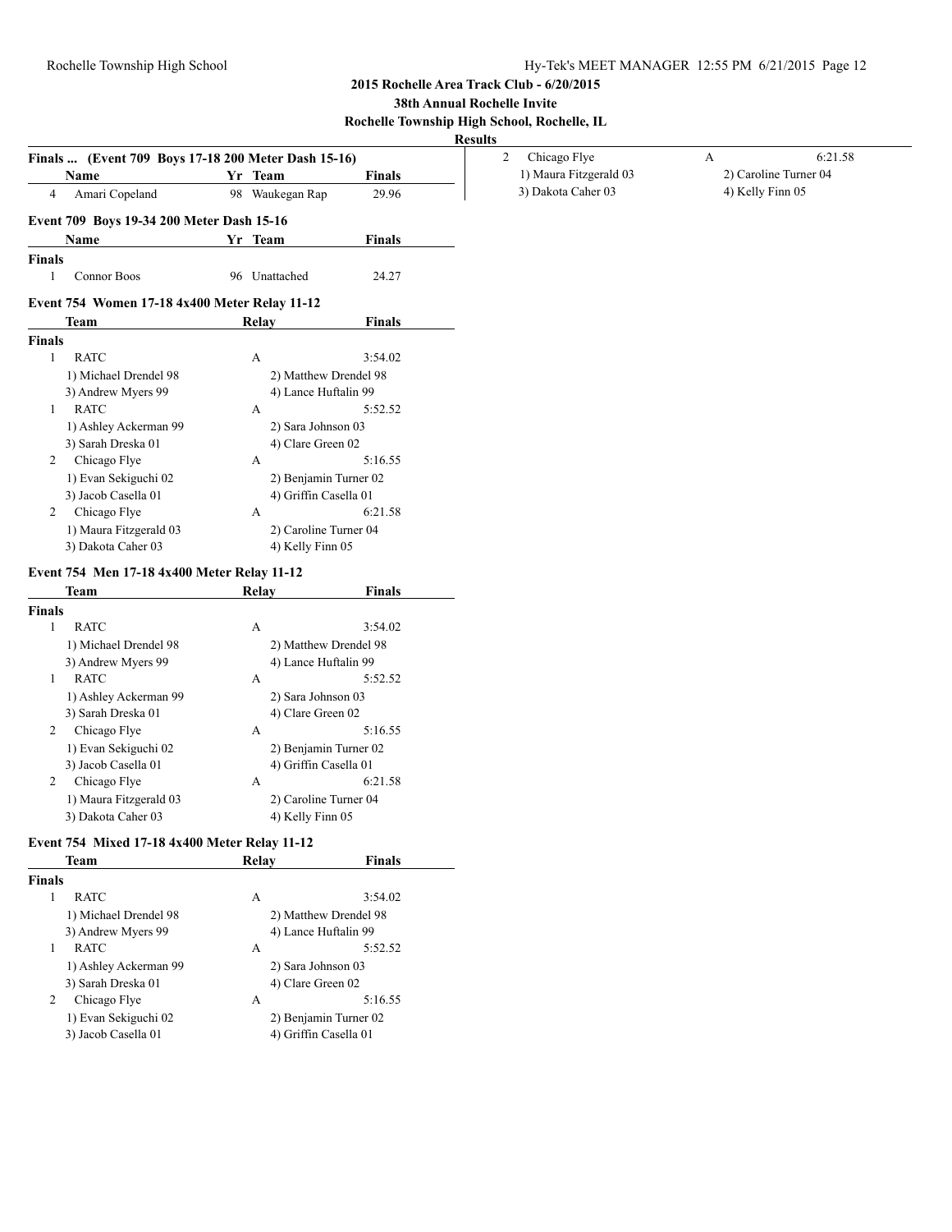## 2015 Rochelle Area Track Club - 6/20/2015

### 38th Annual Rochelle Invite

### Rochelle Township High School, Rochelle, IL

### Results

**Finals ... (Event 709 Boys 17-18 200 Meter Dash 15-16)**

| | Name | Yr | Team | Finals |
|---|---|---|---|---|
| 4 | Amari Copeland | 98 | Waukegan Rap | 29.96 |

**Event 709 Boys 19-34 200 Meter Dash 15-16**

| | Name | Yr | Team | Finals |
|---|---|---|---|---|
| **Finals** | | | | |
| 1 | Connor Boos | 96 | Unattached | 24.27 |

**Event 754 Women 17-18 4x400 Meter Relay 11-12**

| | Team | Relay | Finals |
|---|---|---|---|
| **Finals** | | | |
| 1 | RATC | A | 3:54.02 |
| | 1) Michael Drendel 98 | 2) Matthew Drendel 98 | |
| | 3) Andrew Myers 99 | 4) Lance Huftalin 99 | |
| 1 | RATC | A | 5:52.52 |
| | 1) Ashley Ackerman 99 | 2) Sara Johnson 03 | |
| | 3) Sarah Dreska 01 | 4) Clare Green 02 | |
| 2 | Chicago Flye | A | 5:16.55 |
| | 1) Evan Sekiguchi 02 | 2) Benjamin Turner 02 | |
| | 3) Jacob Casella 01 | 4) Griffin Casella 01 | |
| 2 | Chicago Flye | A | 6:21.58 |
| | 1) Maura Fitzgerald 03 | 2) Caroline Turner 04 | |
| | 3) Dakota Caher 03 | 4) Kelly Finn 05 | |

**Event 754 Men 17-18 4x400 Meter Relay 11-12**

| | Team | Relay | Finals |
|---|---|---|---|
| **Finals** | | | |
| 1 | RATC | A | 3:54.02 |
| | 1) Michael Drendel 98 | 2) Matthew Drendel 98 | |
| | 3) Andrew Myers 99 | 4) Lance Huftalin 99 | |
| 1 | RATC | A | 5:52.52 |
| | 1) Ashley Ackerman 99 | 2) Sara Johnson 03 | |
| | 3) Sarah Dreska 01 | 4) Clare Green 02 | |
| 2 | Chicago Flye | A | 5:16.55 |
| | 1) Evan Sekiguchi 02 | 2) Benjamin Turner 02 | |
| | 3) Jacob Casella 01 | 4) Griffin Casella 01 | |
| 2 | Chicago Flye | A | 6:21.58 |
| | 1) Maura Fitzgerald 03 | 2) Caroline Turner 04 | |
| | 3) Dakota Caher 03 | 4) Kelly Finn 05 | |

**Event 754 Mixed 17-18 4x400 Meter Relay 11-12**

| | Team | Relay | Finals |
|---|---|---|---|
| **Finals** | | | |
| 1 | RATC | A | 3:54.02 |
| | 1) Michael Drendel 98 | 2) Matthew Drendel 98 | |
| | 3) Andrew Myers 99 | 4) Lance Huftalin 99 | |
| 1 | RATC | A | 5:52.52 |
| | 1) Ashley Ackerman 99 | 2) Sara Johnson 03 | |
| | 3) Sarah Dreska 01 | 4) Clare Green 02 | |
| 2 | Chicago Flye | A | 5:16.55 |
| | 1) Evan Sekiguchi 02 | 2) Benjamin Turner 02 | |
| | 3) Jacob Casella 01 | 4) Griffin Casella 01 | |
| 2 | Chicago Flye | A | 6:21.58 |
| | 1) Maura Fitzgerald 03 | 2) Caroline Turner 04 | |
| | 3) Dakota Caher 03 | 4) Kelly Finn 05 | |